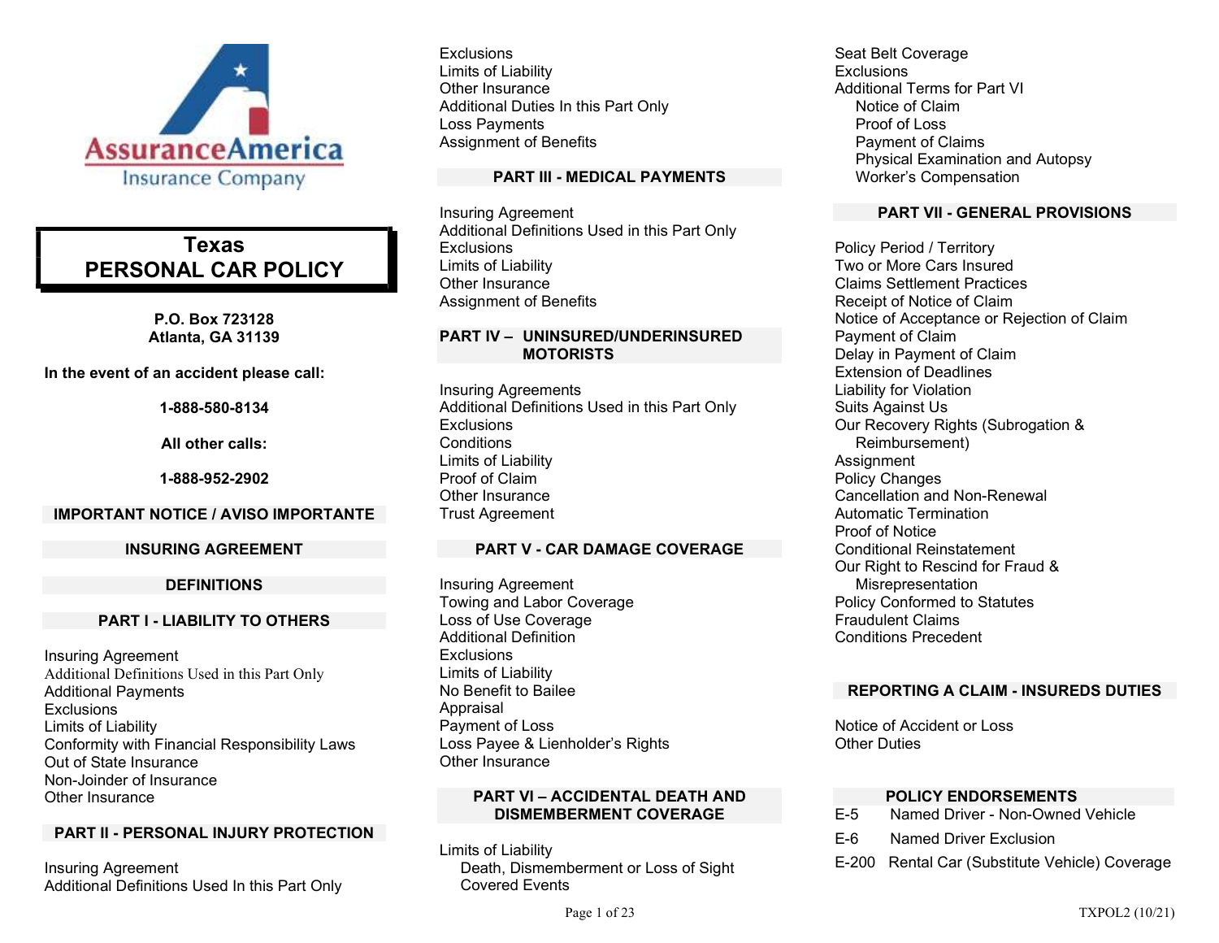AssuranceAmerica Insurance Company

# Texas PERSONAL CAR POLICY

**P.O. Box 723128**
**Atlanta, GA 31139**

**In the event of an accident please call:**

**1-888-580-8134**

**All other calls:**

**1-888-952-2902**

## IMPORTANT NOTICE / AVISO IMPORTANTE

## INSURING AGREEMENT

## DEFINITIONS

## PART I - LIABILITY TO OTHERS

Insuring Agreement
Additional Definitions Used in this Part Only
Additional Payments
Exclusions
Limits of Liability
Conformity with Financial Responsibility Laws
Out of State Insurance
Non-Joinder of Insurance
Other Insurance

## PART II - PERSONAL INJURY PROTECTION

Insuring Agreement
Additional Definitions Used In this Part Only
Exclusions
Limits of Liability
Other Insurance
Additional Duties In this Part Only
Loss Payments
Assignment of Benefits

## PART III - MEDICAL PAYMENTS

Insuring Agreement
Additional Definitions Used in this Part Only
Exclusions
Limits of Liability
Other Insurance
Assignment of Benefits

## PART IV – UNINSURED/UNDERINSURED MOTORISTS

Insuring Agreements
Additional Definitions Used in this Part Only
Exclusions
Conditions
Limits of Liability
Proof of Claim
Other Insurance
Trust Agreement

## PART V - CAR DAMAGE COVERAGE

Insuring Agreement
Towing and Labor Coverage
Loss of Use Coverage
Additional Definition
Exclusions
Limits of Liability
No Benefit to Bailee
Appraisal
Payment of Loss
Loss Payee & Lienholder's Rights
Other Insurance

## PART VI – ACCIDENTAL DEATH AND DISMEMBERMENT COVERAGE

Limits of Liability
- Death, Dismemberment or Loss of Sight
- Covered Events

Seat Belt Coverage
Exclusions
Additional Terms for Part VI
- Notice of Claim
- Proof of Loss
- Payment of Claims
- Physical Examination and Autopsy
- Worker's Compensation

## PART VII - GENERAL PROVISIONS

Policy Period / Territory
Two or More Cars Insured
Claims Settlement Practices
Receipt of Notice of Claim
Notice of Acceptance or Rejection of Claim
Payment of Claim
Delay in Payment of Claim
Extension of Deadlines
Liability for Violation
Suits Against Us
Our Recovery Rights (Subrogation & Reimbursement)
Assignment
Policy Changes
Cancellation and Non-Renewal
Automatic Termination
Proof of Notice
Conditional Reinstatement
Our Right to Rescind for Fraud & Misrepresentation
Policy Conformed to Statutes
Fraudulent Claims
Conditions Precedent

## REPORTING A CLAIM - INSUREDS DUTIES

Notice of Accident or Loss
Other Duties

## POLICY ENDORSEMENTS

E-5 Named Driver - Non-Owned Vehicle
E-6 Named Driver Exclusion
E-200 Rental Car (Substitute Vehicle) Coverage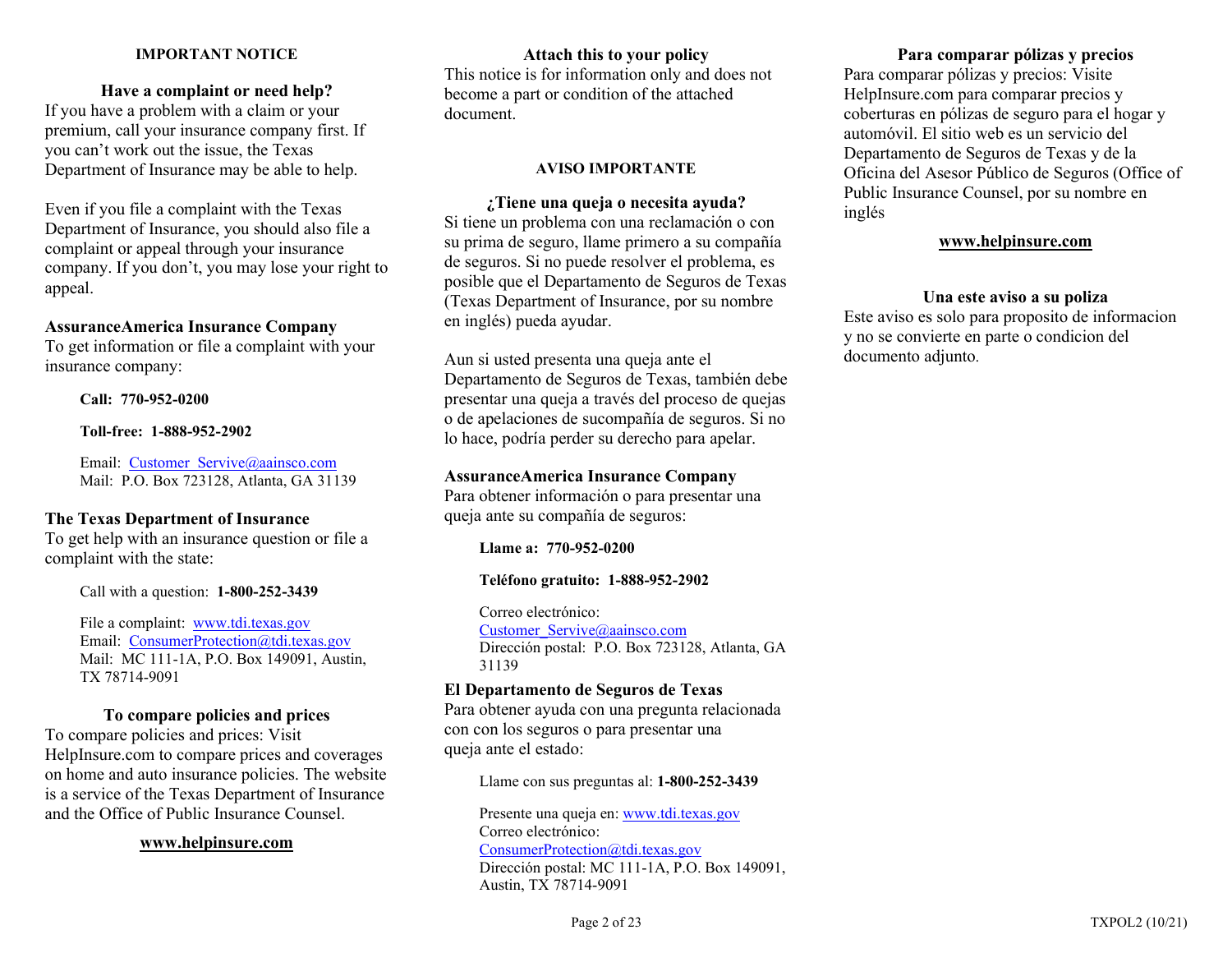## IMPORTANT NOTICE

### Have a complaint or need help?

If you have a problem with a claim or your premium, call your insurance company first. If you can't work out the issue, the Texas Department of Insurance may be able to help.

Even if you file a complaint with the Texas Department of Insurance, you should also file a complaint or appeal through your insurance company. If you don't, you may lose your right to appeal.

**AssuranceAmerica Insurance Company**

To get information or file a complaint with your insurance company:

**Call: 770-952-0200**

**Toll-free: 1-888-952-2902**

Email: Customer_Servive@aainsco.com
Mail: P.O. Box 723128, Atlanta, GA 31139

**The Texas Department of Insurance**

To get help with an insurance question or file a complaint with the state:

Call with a question: **1-800-252-3439**

File a complaint: www.tdi.texas.gov
Email: ConsumerProtection@tdi.texas.gov
Mail: MC 111-1A, P.O. Box 149091, Austin, TX 78714-9091

### To compare policies and prices

To compare policies and prices: Visit HelpInsure.com to compare prices and coverages on home and auto insurance policies. The website is a service of the Texas Department of Insurance and the Office of Public Insurance Counsel.

**www.helpinsure.com**

### Attach this to your policy

This notice is for information only and does not become a part or condition of the attached document.

## AVISO IMPORTANTE

### ¿Tiene una queja o necesita ayuda?

Si tiene un problema con una reclamación o con su prima de seguro, llame primero a su compañía de seguros. Si no puede resolver el problema, es posible que el Departamento de Seguros de Texas (Texas Department of Insurance, por su nombre en inglés) pueda ayudar.

Aun si usted presenta una queja ante el Departamento de Seguros de Texas, también debe presentar una queja a través del proceso de quejas o de apelaciones de sucompañía de seguros. Si no lo hace, podría perder su derecho para apelar.

**AssuranceAmerica Insurance Company**

Para obtener información o para presentar una queja ante su compañía de seguros:

**Llame a: 770-952-0200**

**Teléfono gratuito: 1-888-952-2902**

Correo electrónico: Customer_Servive@aainsco.com
Dirección postal: P.O. Box 723128, Atlanta, GA 31139

**El Departamento de Seguros de Texas**

Para obtener ayuda con una pregunta relacionada con con los seguros o para presentar una queja ante el estado:

Llame con sus preguntas al: **1-800-252-3439**

Presente una queja en: www.tdi.texas.gov
Correo electrónico: ConsumerProtection@tdi.texas.gov
Dirección postal: MC 111-1A, P.O. Box 149091, Austin, TX 78714-9091

### Para comparar pólizas y precios

Para comparar pólizas y precios: Visite HelpInsure.com para comparar precios y coberturas en pólizas de seguro para el hogar y automóvil. El sitio web es un servicio del Departamento de Seguros de Texas y de la Oficina del Asesor Público de Seguros (Office of Public Insurance Counsel, por su nombre en inglés

**www.helpinsure.com**

### Una este aviso a su poliza

Este aviso es solo para proposito de informacion y no se convierte en parte o condicion del documento adjunto.

TXPOL2 (10/21)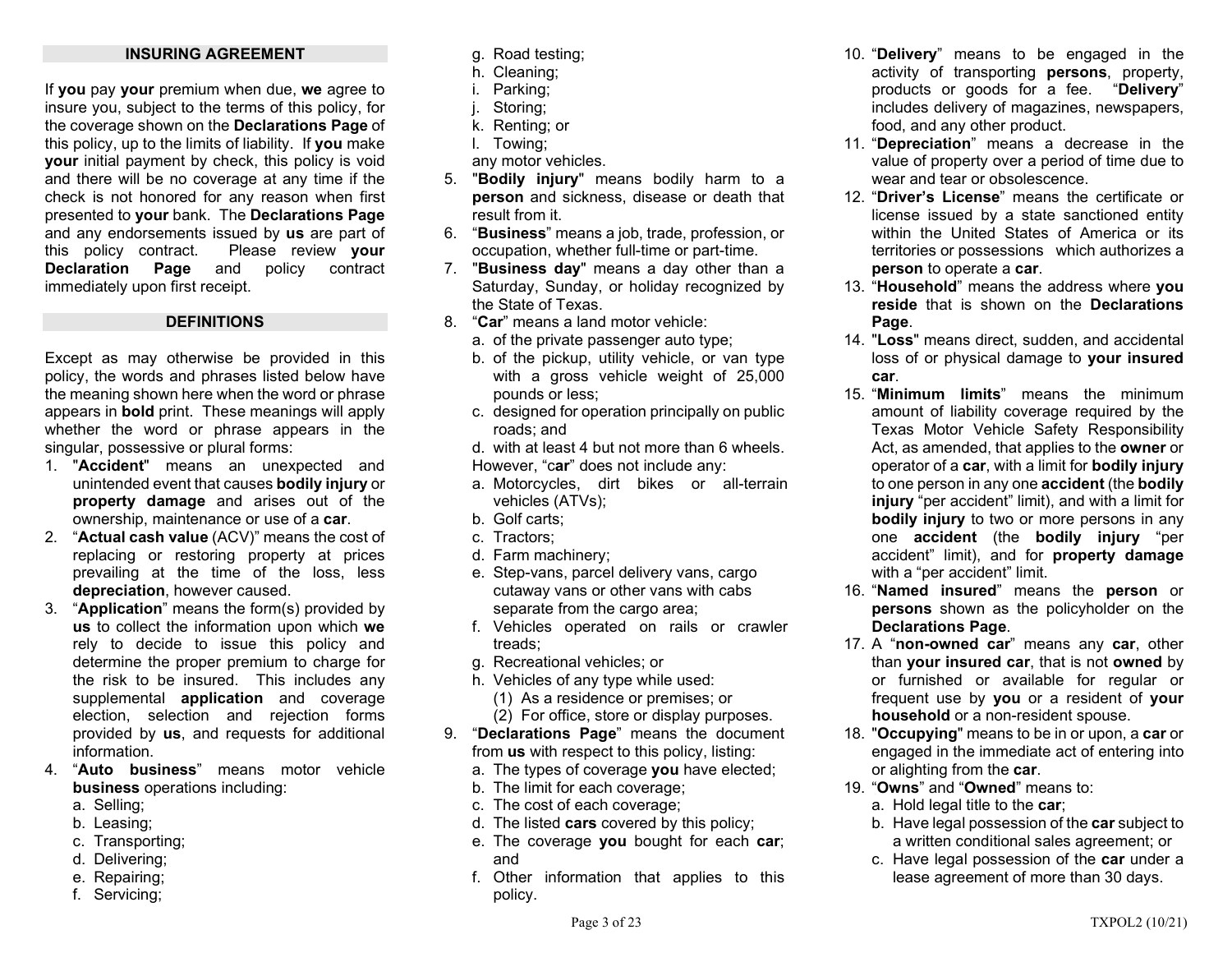## INSURING AGREEMENT

If **you** pay **your** premium when due, **we** agree to insure you, subject to the terms of this policy, for the coverage shown on the **Declarations Page** of this policy, up to the limits of liability. If **you** make **your** initial payment by check, this policy is void and there will be no coverage at any time if the check is not honored for any reason when first presented to **your** bank. The **Declarations Page** and any endorsements issued by **us** are part of this policy contract. Please review **your Declaration Page** and policy contract immediately upon first receipt.

## DEFINITIONS

Except as may otherwise be provided in this policy, the words and phrases listed below have the meaning shown here when the word or phrase appears in **bold** print. These meanings will apply whether the word or phrase appears in the singular, possessive or plural forms:

1. "**Accident**" means an unexpected and unintended event that causes **bodily injury** or **property damage** and arises out of the ownership, maintenance or use of a **car**.
2. "**Actual cash value** (ACV)" means the cost of replacing or restoring property at prices prevailing at the time of the loss, less **depreciation**, however caused.
3. "**Application**" means the form(s) provided by **us** to collect the information upon which **we** rely to decide to issue this policy and determine the proper premium to charge for the risk to be insured. This includes any supplemental **application** and coverage election, selection and rejection forms provided by **us**, and requests for additional information.
4. "**Auto business**" means motor vehicle **business** operations including:
   a. Selling;
   b. Leasing;
   c. Transporting;
   d. Delivering;
   e. Repairing;
   f. Servicing;
   g. Road testing;
   h. Cleaning;
   i. Parking;
   j. Storing;
   k. Renting; or
   l. Towing;

   any motor vehicles.
5. "**Bodily injury**" means bodily harm to a **person** and sickness, disease or death that result from it.
6. "**Business**" means a job, trade, profession, or occupation, whether full-time or part-time.
7. "**Business day**" means a day other than a Saturday, Sunday, or holiday recognized by the State of Texas.
8. "**Car**" means a land motor vehicle:
   a. of the private passenger auto type;
   b. of the pickup, utility vehicle, or van type with a gross vehicle weight of 25,000 pounds or less;
   c. designed for operation principally on public roads; and
   d. with at least 4 but not more than 6 wheels.

   However, "**car**" does not include any:
   a. Motorcycles, dirt bikes or all-terrain vehicles (ATVs);
   b. Golf carts;
   c. Tractors;
   d. Farm machinery;
   e. Step-vans, parcel delivery vans, cargo cutaway vans or other vans with cabs separate from the cargo area;
   f. Vehicles operated on rails or crawler treads;
   g. Recreational vehicles; or
   h. Vehicles of any type while used:
      (1) As a residence or premises; or
      (2) For office, store or display purposes.
9. "**Declarations Page**" means the document from **us** with respect to this policy, listing:
   a. The types of coverage **you** have elected;
   b. The limit for each coverage;
   c. The cost of each coverage;
   d. The listed **cars** covered by this policy;
   e. The coverage **you** bought for each **car**; and
   f. Other information that applies to this policy.
10. "**Delivery**" means to be engaged in the activity of transporting **persons**, property, products or goods for a fee. "**Delivery**" includes delivery of magazines, newspapers, food, and any other product.
11. "**Depreciation**" means a decrease in the value of property over a period of time due to wear and tear or obsolescence.
12. "**Driver's License**" means the certificate or license issued by a state sanctioned entity within the United States of America or its territories or possessions which authorizes a **person** to operate a **car**.
13. "**Household**" means the address where **you reside** that is shown on the **Declarations Page**.
14. "**Loss**" means direct, sudden, and accidental loss of or physical damage to **your insured car**.
15. "**Minimum limits**" means the minimum amount of liability coverage required by the Texas Motor Vehicle Safety Responsibility Act, as amended, that applies to the **owner** or operator of a **car**, with a limit for **bodily injury** to one person in any one **accident** (the **bodily injury** "per accident" limit), and with a limit for **bodily injury** to two or more persons in any one **accident** (the **bodily injury** "per accident" limit), and for **property damage** with a "per accident" limit.
16. "**Named insured**" means the **person** or **persons** shown as the policyholder on the **Declarations Page**.
17. A "**non-owned car**" means any **car**, other than **your insured car**, that is not **owned** by or furnished or available for regular or frequent use by **you** or a resident of **your household** or a non-resident spouse.
18. "**Occupying**" means to be in or upon, a **car** or engaged in the immediate act of entering into or alighting from the **car**.
19. "**Owns**" and "**Owned**" means to:
    a. Hold legal title to the **car**;
    b. Have legal possession of the **car** subject to a written conditional sales agreement; or
    c. Have legal possession of the **car** under a lease agreement of more than 30 days.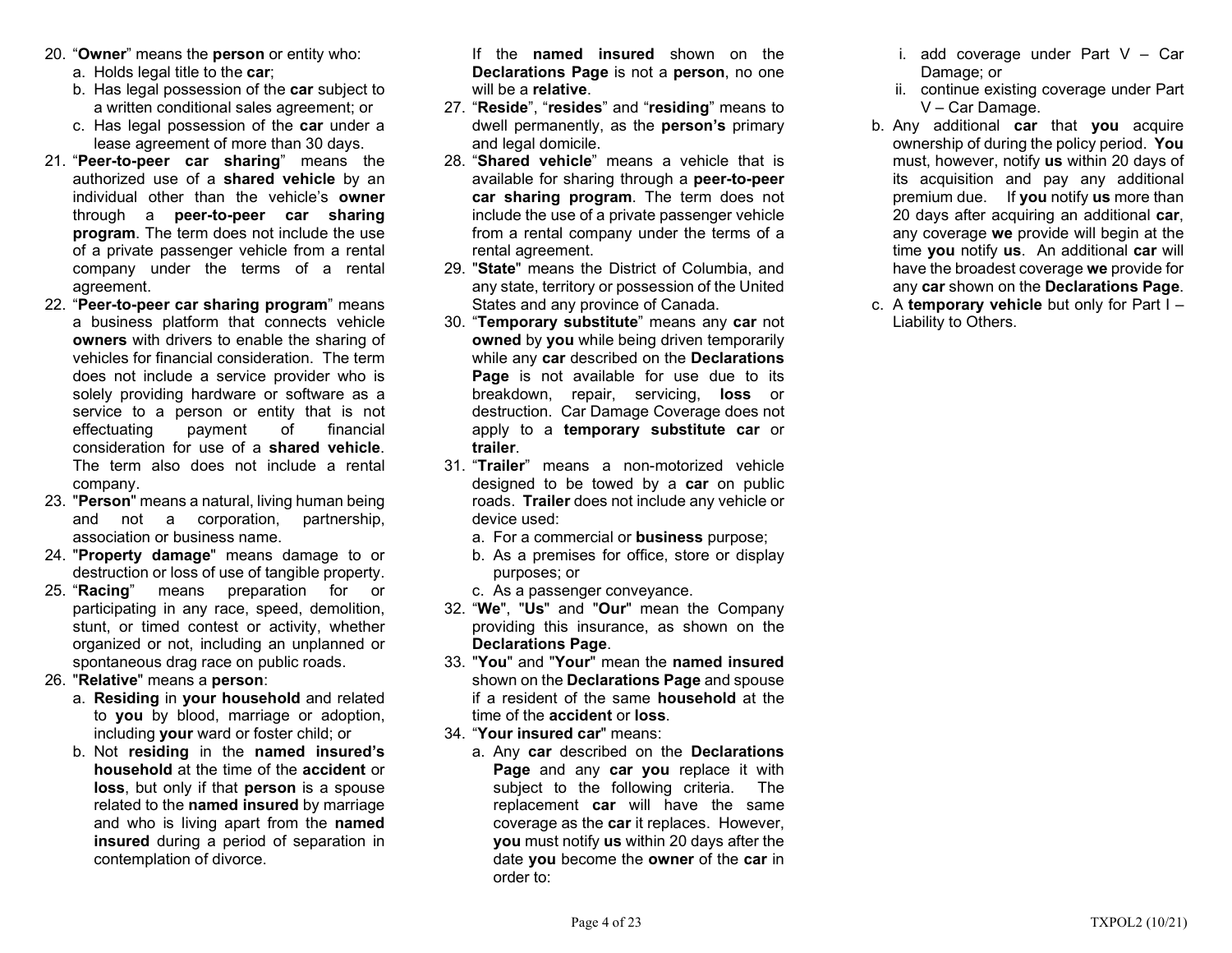20. "**Owner**" means the **person** or entity who:
    a. Holds legal title to the **car**;
    b. Has legal possession of the **car** subject to a written conditional sales agreement; or
    c. Has legal possession of the **car** under a lease agreement of more than 30 days.
21. "**Peer-to-peer car sharing**" means the authorized use of a **shared vehicle** by an individual other than the vehicle's **owner** through a **peer-to-peer car sharing program**. The term does not include the use of a private passenger vehicle from a rental company under the terms of a rental agreement.
22. "**Peer-to-peer car sharing program**" means a business platform that connects vehicle **owners** with drivers to enable the sharing of vehicles for financial consideration. The term does not include a service provider who is solely providing hardware or software as a service to a person or entity that is not effectuating payment of financial consideration for use of a **shared vehicle**. The term also does not include a rental company.
23. "**Person**" means a natural, living human being and not a corporation, partnership, association or business name.
24. "**Property damage**" means damage to or destruction or loss of use of tangible property.
25. "**Racing**" means preparation for or participating in any race, speed, demolition, stunt, or timed contest or activity, whether organized or not, including an unplanned or spontaneous drag race on public roads.
26. "**Relative**" means a **person**:
    a. **Residing** in **your household** and related to **you** by blood, marriage or adoption, including **your** ward or foster child; or
    b. Not **residing** in the **named insured's household** at the time of the **accident** or **loss**, but only if that **person** is a spouse related to the **named insured** by marriage and who is living apart from the **named insured** during a period of separation in contemplation of divorce.

    If the **named insured** shown on the **Declarations Page** is not a **person**, no one will be a **relative**.
27. "**Reside**", "**resides**" and "**residing**" means to dwell permanently, as the **person's** primary and legal domicile.
28. "**Shared vehicle**" means a vehicle that is available for sharing through a **peer-to-peer car sharing program**. The term does not include the use of a private passenger vehicle from a rental company under the terms of a rental agreement.
29. "**State**" means the District of Columbia, and any state, territory or possession of the United States and any province of Canada.
30. "**Temporary substitute**" means any **car** not **owned** by **you** while being driven temporarily while any **car** described on the **Declarations Page** is not available for use due to its breakdown, repair, servicing, **loss** or destruction. Car Damage Coverage does not apply to a **temporary substitute car** or **trailer**.
31. "**Trailer**" means a non-motorized vehicle designed to be towed by a **car** on public roads. **Trailer** does not include any vehicle or device used:
    a. For a commercial or **business** purpose;
    b. As a premises for office, store or display purposes; or
    c. As a passenger conveyance.
32. "**We**", "**Us**" and "**Our**" mean the Company providing this insurance, as shown on the **Declarations Page**.
33. "**You**" and "**Your**" mean the **named insured** shown on the **Declarations Page** and spouse if a resident of the same **household** at the time of the **accident** or **loss**.
34. "**Your insured car**" means:
    a. Any **car** described on the **Declarations Page** and any **car you** replace it with subject to the following criteria. The replacement **car** will have the same coverage as the **car** it replaces. However, **you** must notify **us** within 20 days after the date **you** become the **owner** of the **car** in order to:
       i. add coverage under Part V – Car Damage; or
       ii. continue existing coverage under Part V – Car Damage.
    b. Any additional **car** that **you** acquire ownership of during the policy period. **You** must, however, notify **us** within 20 days of its acquisition and pay any additional premium due. If **you** notify **us** more than 20 days after acquiring an additional **car**, any coverage **we** provide will begin at the time **you** notify **us**. An additional **car** will have the broadest coverage **we** provide for any **car** shown on the **Declarations Page**.
    c. A **temporary vehicle** but only for Part I – Liability to Others.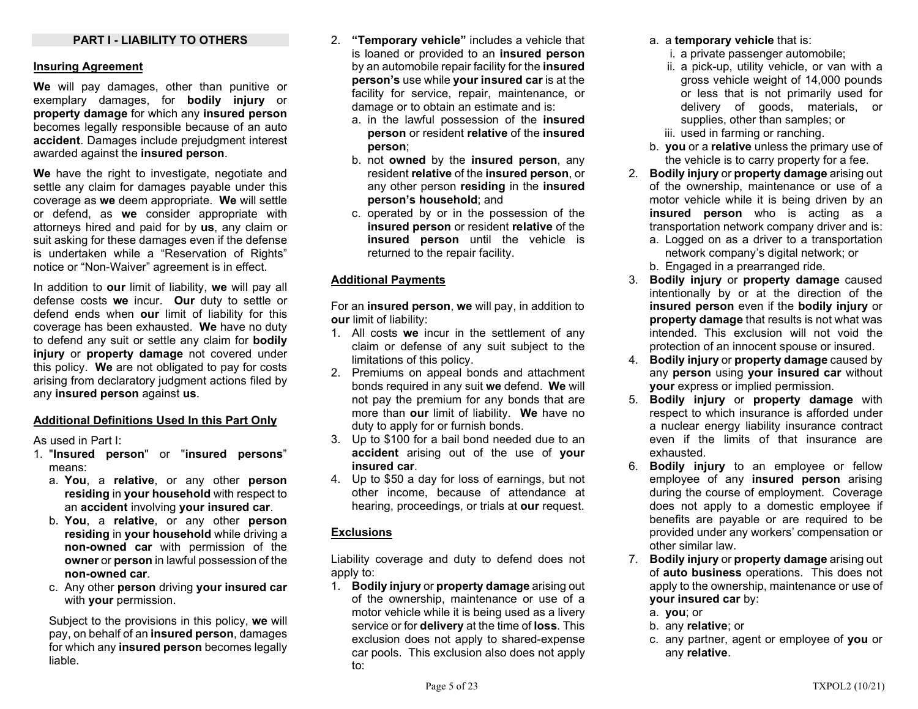## PART I - LIABILITY TO OTHERS

### Insuring Agreement

**We** will pay damages, other than punitive or exemplary damages, for **bodily injury** or **property damage** for which any **insured person** becomes legally responsible because of an auto **accident**. Damages include prejudgment interest awarded against the **insured person**.

**We** have the right to investigate, negotiate and settle any claim for damages payable under this coverage as **we** deem appropriate. **We** will settle or defend, as **we** consider appropriate with attorneys hired and paid for by **us**, any claim or suit asking for these damages even if the defense is undertaken while a "Reservation of Rights" notice or "Non-Waiver" agreement is in effect.

In addition to **our** limit of liability, **we** will pay all defense costs **we** incur. **Our** duty to settle or defend ends when **our** limit of liability for this coverage has been exhausted. **We** have no duty to defend any suit or settle any claim for **bodily injury** or **property damage** not covered under this policy. **We** are not obligated to pay for costs arising from declaratory judgment actions filed by any **insured person** against **us**.

### Additional Definitions Used In this Part Only

As used in Part I:

1. "**Insured person**" or "**insured persons**" means:
   a. **You**, a **relative**, or any other **person residing** in **your household** with respect to an **accident** involving **your insured car**.
   b. **You**, a **relative**, or any other **person residing** in **your household** while driving a **non-owned car** with permission of the **owner** or **person** in lawful possession of the **non-owned car**.
   c. Any other **person** driving **your insured car** with **your** permission.

   Subject to the provisions in this policy, **we** will pay, on behalf of an **insured person**, damages for which any **insured person** becomes legally liable.
2. **"Temporary vehicle"** includes a vehicle that is loaned or provided to an **insured person** by an automobile repair facility for the **insured person's** use while **your insured car** is at the facility for service, repair, maintenance, or damage or to obtain an estimate and is:
   a. in the lawful possession of the **insured person** or resident **relative** of the **insured person**;
   b. not **owned** by the **insured person**, any resident **relative** of the **insured person**, or any other person **residing** in the **insured person's household**; and
   c. operated by or in the possession of the **insured person** or resident **relative** of the **insured person** until the vehicle is returned to the repair facility.

### Additional Payments

For an **insured person**, **we** will pay, in addition to **our** limit of liability:

1. All costs **we** incur in the settlement of any claim or defense of any suit subject to the limitations of this policy.
2. Premiums on appeal bonds and attachment bonds required in any suit **we** defend. **We** will not pay the premium for any bonds that are more than **our** limit of liability. **We** have no duty to apply for or furnish bonds.
3. Up to $100 for a bail bond needed due to an **accident** arising out of the use of **your insured car**.
4. Up to $50 a day for loss of earnings, but not other income, because of attendance at hearing, proceedings, or trials at **our** request.

### Exclusions

Liability coverage and duty to defend does not apply to:

1. **Bodily injury** or **property damage** arising out of the ownership, maintenance or use of a motor vehicle while it is being used as a livery service or for **delivery** at the time of **loss**. This exclusion does not apply to shared-expense car pools. This exclusion also does not apply to:
   a. a **temporary vehicle** that is:
      i. a private passenger automobile;
      ii. a pick-up, utility vehicle, or van with a gross vehicle weight of 14,000 pounds or less that is not primarily used for delivery of goods, materials, or supplies, other than samples; or
      iii. used in farming or ranching.
   b. **you** or a **relative** unless the primary use of the vehicle is to carry property for a fee.
2. **Bodily injury** or **property damage** arising out of the ownership, maintenance or use of a motor vehicle while it is being driven by an **insured person** who is acting as a transportation network company driver and is:
   a. Logged on as a driver to a transportation network company's digital network; or
   b. Engaged in a prearranged ride.
3. **Bodily injury** or **property damage** caused intentionally by or at the direction of the **insured person** even if the **bodily injury** or **property damage** that results is not what was intended. This exclusion will not void the protection of an innocent spouse or insured.
4. **Bodily injury** or **property damage** caused by any **person** using **your insured car** without **your** express or implied permission.
5. **Bodily injury** or **property damage** with respect to which insurance is afforded under a nuclear energy liability insurance contract even if the limits of that insurance are exhausted.
6. **Bodily injury** to an employee or fellow employee of any **insured person** arising during the course of employment. Coverage does not apply to a domestic employee if benefits are payable or are required to be provided under any workers' compensation or other similar law.
7. **Bodily injury** or **property damage** arising out of **auto business** operations. This does not apply to the ownership, maintenance or use of **your insured car** by:
   a. **you**; or
   b. any **relative**; or
   c. any partner, agent or employee of **you** or any **relative**.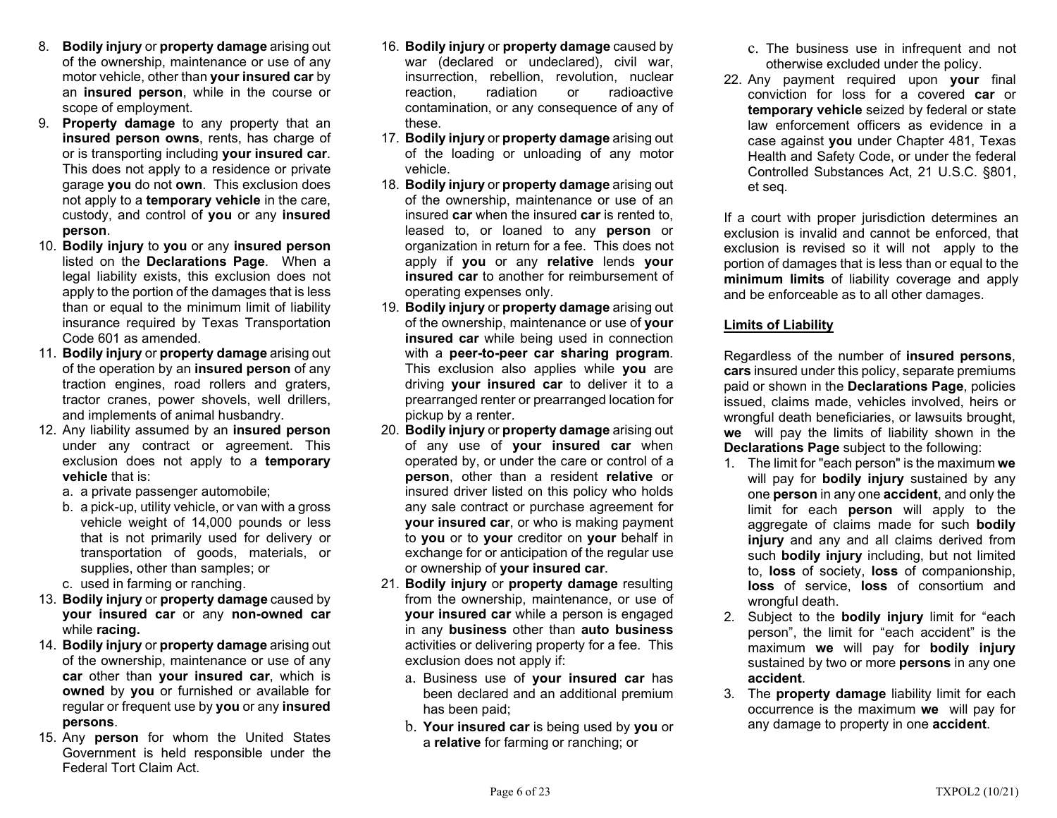8. **Bodily injury** or **property damage** arising out of the ownership, maintenance or use of any motor vehicle, other than **your insured car** by an **insured person**, while in the course or scope of employment.
9. **Property damage** to any property that an **insured person owns**, rents, has charge of or is transporting including **your insured car**. This does not apply to a residence or private garage **you** do not **own**. This exclusion does not apply to a **temporary vehicle** in the care, custody, and control of **you** or any **insured person**.
10. **Bodily injury** to **you** or any **insured person** listed on the **Declarations Page**. When a legal liability exists, this exclusion does not apply to the portion of the damages that is less than or equal to the minimum limit of liability insurance required by Texas Transportation Code 601 as amended.
11. **Bodily injury** or **property damage** arising out of the operation by an **insured person** of any traction engines, road rollers and graters, tractor cranes, power shovels, well drillers, and implements of animal husbandry.
12. Any liability assumed by an **insured person** under any contract or agreement. This exclusion does not apply to a **temporary vehicle** that is:
    a. a private passenger automobile;
    b. a pick-up, utility vehicle, or van with a gross vehicle weight of 14,000 pounds or less that is not primarily used for delivery or transportation of goods, materials, or supplies, other than samples; or
    c. used in farming or ranching.
13. **Bodily injury** or **property damage** caused by **your insured car** or any **non-owned car** while **racing.**
14. **Bodily injury** or **property damage** arising out of the ownership, maintenance or use of any **car** other than **your insured car**, which is **owned** by **you** or furnished or available for regular or frequent use by **you** or any **insured persons**.
15. Any **person** for whom the United States Government is held responsible under the Federal Tort Claim Act.
16. **Bodily injury** or **property damage** caused by war (declared or undeclared), civil war, insurrection, rebellion, revolution, nuclear reaction, radiation or radioactive contamination, or any consequence of any of these.
17. **Bodily injury** or **property damage** arising out of the loading or unloading of any motor vehicle.
18. **Bodily injury** or **property damage** arising out of the ownership, maintenance or use of an insured **car** when the insured **car** is rented to, leased to, or loaned to any **person** or organization in return for a fee. This does not apply if **you** or any **relative** lends **your insured car** to another for reimbursement of operating expenses only.
19. **Bodily injury** or **property damage** arising out of the ownership, maintenance or use of **your insured car** while being used in connection with a **peer-to-peer car sharing program**. This exclusion also applies while **you** are driving **your insured car** to deliver it to a prearranged renter or prearranged location for pickup by a renter.
20. **Bodily injury** or **property damage** arising out of any use of **your insured car** when operated by, or under the care or control of a **person**, other than a resident **relative** or insured driver listed on this policy who holds any sale contract or purchase agreement for **your insured car**, or who is making payment to **you** or to **your** creditor on **your** behalf in exchange for or anticipation of the regular use or ownership of **your insured car**.
21. **Bodily injury** or **property damage** resulting from the ownership, maintenance, or use of **your insured car** while a person is engaged in any **business** other than **auto business** activities or delivering property for a fee. This exclusion does not apply if:
    a. Business use of **your insured car** has been declared and an additional premium has been paid;
    b. **Your insured car** is being used by **you** or a **relative** for farming or ranching; or
    c. The business use in infrequent and not otherwise excluded under the policy.
22. Any payment required upon **your** final conviction for loss for a covered **car** or **temporary vehicle** seized by federal or state law enforcement officers as evidence in a case against **you** under Chapter 481, Texas Health and Safety Code, or under the federal Controlled Substances Act, 21 U.S.C. §801, et seq.

If a court with proper jurisdiction determines an exclusion is invalid and cannot be enforced, that exclusion is revised so it will not apply to the portion of damages that is less than or equal to the **minimum limits** of liability coverage and apply and be enforceable as to all other damages.

## Limits of Liability

Regardless of the number of **insured persons**, **cars** insured under this policy, separate premiums paid or shown in the **Declarations Page**, policies issued, claims made, vehicles involved, heirs or wrongful death beneficiaries, or lawsuits brought, **we** will pay the limits of liability shown in the **Declarations Page** subject to the following:

1. The limit for "each person" is the maximum **we** will pay for **bodily injury** sustained by any one **person** in any one **accident**, and only the limit for each **person** will apply to the aggregate of claims made for such **bodily injury** and any and all claims derived from such **bodily injury** including, but not limited to, **loss** of society, **loss** of companionship, **loss** of service, **loss** of consortium and wrongful death.
2. Subject to the **bodily injury** limit for "each person", the limit for "each accident" is the maximum **we** will pay for **bodily injury** sustained by two or more **persons** in any one **accident**.
3. The **property damage** liability limit for each occurrence is the maximum **we** will pay for any damage to property in one **accident**.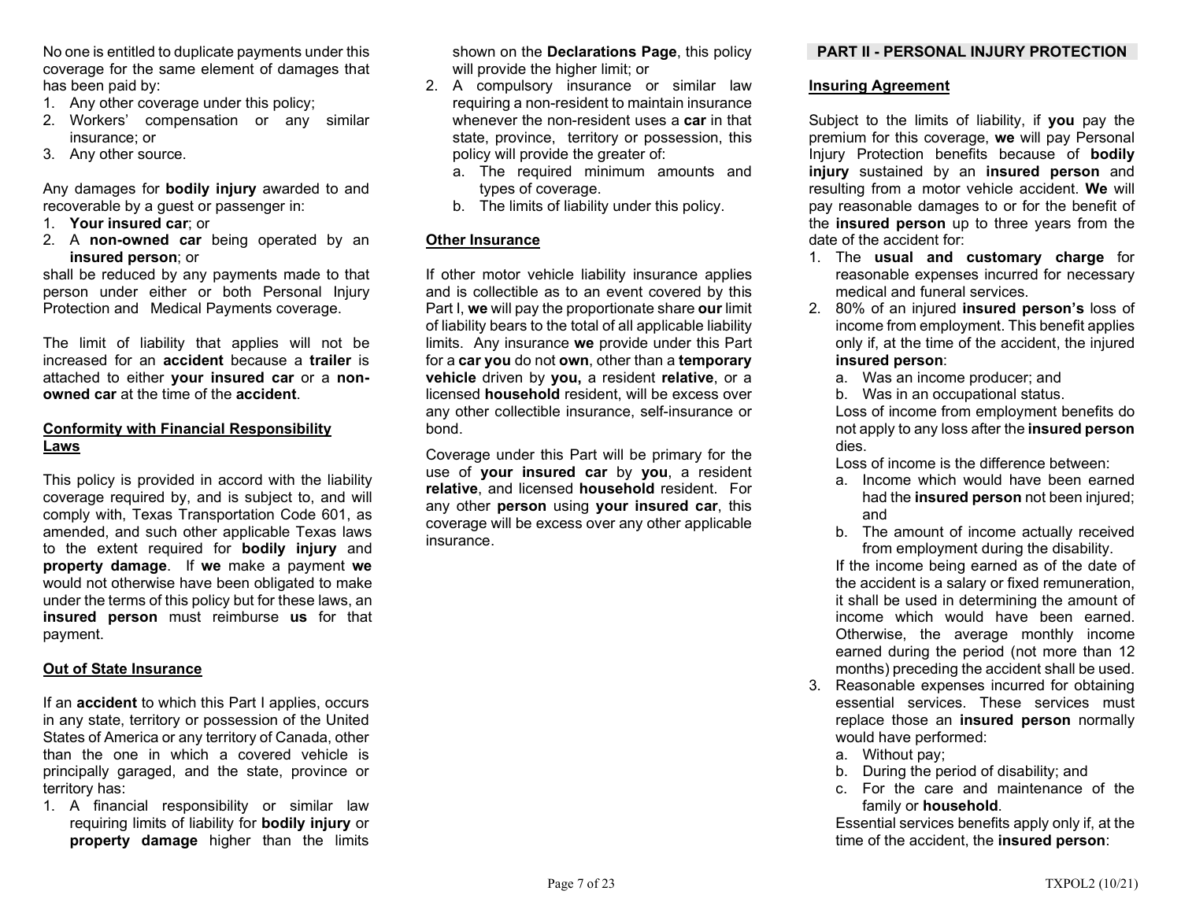No one is entitled to duplicate payments under this coverage for the same element of damages that has been paid by:

1. Any other coverage under this policy;
2. Workers' compensation or any similar insurance; or
3. Any other source.

Any damages for **bodily injury** awarded to and recoverable by a guest or passenger in:

1. **Your insured car**; or
2. A **non-owned car** being operated by an **insured person**; or

shall be reduced by any payments made to that person under either or both Personal Injury Protection and Medical Payments coverage.

The limit of liability that applies will not be increased for an **accident** because a **trailer** is attached to either **your insured car** or a **non-owned car** at the time of the **accident**.

**Conformity with Financial Responsibility Laws**

This policy is provided in accord with the liability coverage required by, and is subject to, and will comply with, Texas Transportation Code 601, as amended, and such other applicable Texas laws to the extent required for **bodily injury** and **property damage**. If **we** make a payment **we** would not otherwise have been obligated to make under the terms of this policy but for these laws, an **insured person** must reimburse **us** for that payment.

**Out of State Insurance**

If an **accident** to which this Part I applies, occurs in any state, territory or possession of the United States of America or any territory of Canada, other than the one in which a covered vehicle is principally garaged, and the state, province or territory has:

1. A financial responsibility or similar law requiring limits of liability for **bodily injury** or **property damage** higher than the limits shown on the **Declarations Page**, this policy will provide the higher limit; or
2. A compulsory insurance or similar law requiring a non-resident to maintain insurance whenever the non-resident uses a **car** in that state, province, territory or possession, this policy will provide the greater of:
   a. The required minimum amounts and types of coverage.
   b. The limits of liability under this policy.

**Other Insurance**

If other motor vehicle liability insurance applies and is collectible as to an event covered by this Part I, **we** will pay the proportionate share **our** limit of liability bears to the total of all applicable liability limits. Any insurance **we** provide under this Part for a **car you** do not **own**, other than a **temporary vehicle** driven by **you,** a resident **relative**, or a licensed **household** resident, will be excess over any other collectible insurance, self-insurance or bond.

Coverage under this Part will be primary for the use of **your insured car** by **you**, a resident **relative**, and licensed **household** resident. For any other **person** using **your insured car**, this coverage will be excess over any other applicable insurance.

## PART II - PERSONAL INJURY PROTECTION

**Insuring Agreement**

Subject to the limits of liability, if **you** pay the premium for this coverage, **we** will pay Personal Injury Protection benefits because of **bodily injury** sustained by an **insured person** and resulting from a motor vehicle accident. **We** will pay reasonable damages to or for the benefit of the **insured person** up to three years from the date of the accident for:

1. The **usual and customary charge** for reasonable expenses incurred for necessary medical and funeral services.
2. 80% of an injured **insured person's** loss of income from employment. This benefit applies only if, at the time of the accident, the injured **insured person**:
   a. Was an income producer; and
   b. Was in an occupational status.

   Loss of income from employment benefits do not apply to any loss after the **insured person** dies.

   Loss of income is the difference between:
   a. Income which would have been earned had the **insured person** not been injured; and
   b. The amount of income actually received from employment during the disability.

   If the income being earned as of the date of the accident is a salary or fixed remuneration, it shall be used in determining the amount of income which would have been earned. Otherwise, the average monthly income earned during the period (not more than 12 months) preceding the accident shall be used.
3. Reasonable expenses incurred for obtaining essential services. These services must replace those an **insured person** normally would have performed:
   a. Without pay;
   b. During the period of disability; and
   c. For the care and maintenance of the family or **household**.

   Essential services benefits apply only if, at the time of the accident, the **insured person**: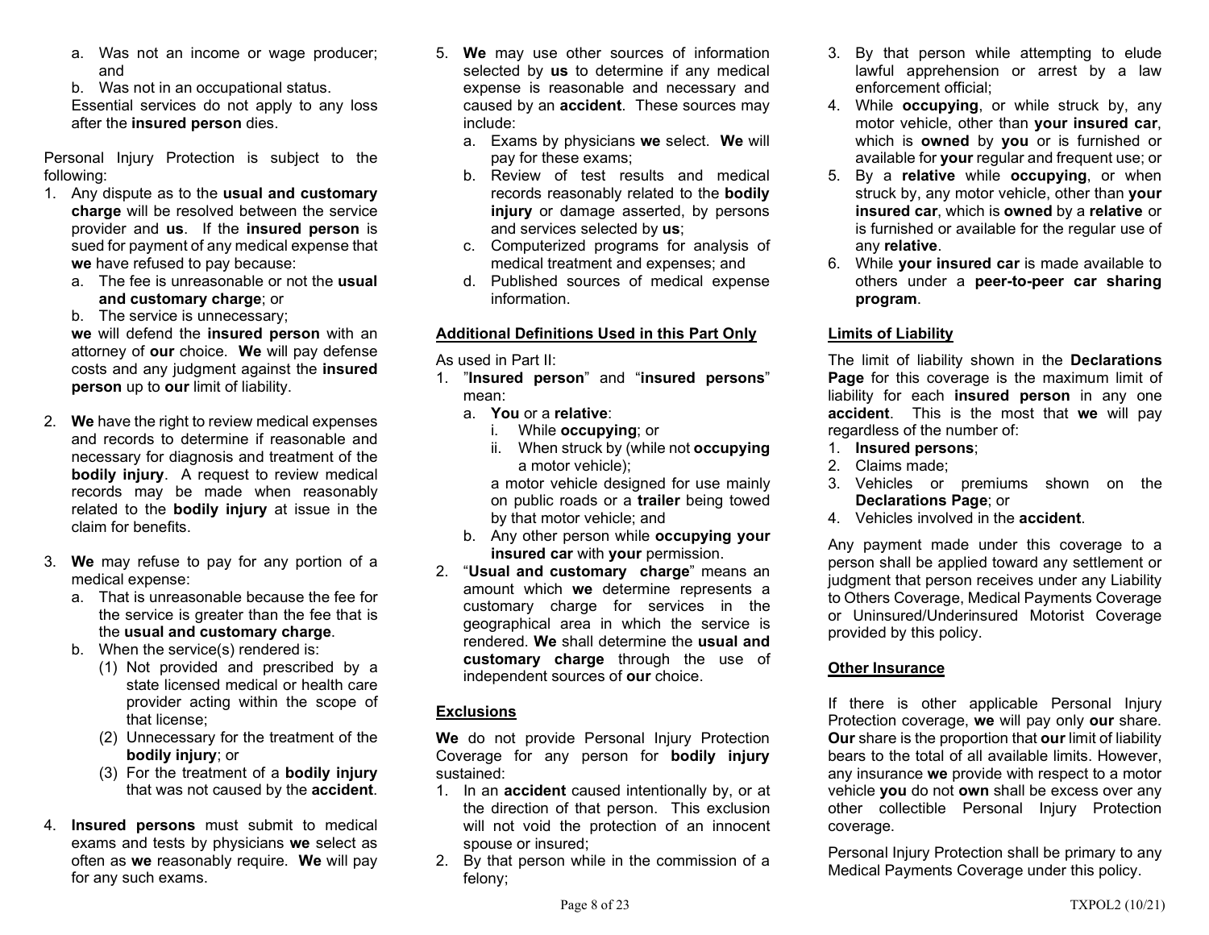a. Was not an income or wage producer; and
b. Was not in an occupational status.

Essential services do not apply to any loss after the **insured person** dies.

Personal Injury Protection is subject to the following:

1. Any dispute as to the **usual and customary charge** will be resolved between the service provider and **us**. If the **insured person** is sued for payment of any medical expense that **we** have refused to pay because:
   a. The fee is unreasonable or not the **usual and customary charge**; or
   b. The service is unnecessary;

   **we** will defend the **insured person** with an attorney of **our** choice. **We** will pay defense costs and any judgment against the **insured person** up to **our** limit of liability.

2. **We** have the right to review medical expenses and records to determine if reasonable and necessary for diagnosis and treatment of the **bodily injury**. A request to review medical records may be made when reasonably related to the **bodily injury** at issue in the claim for benefits.

3. **We** may refuse to pay for any portion of a medical expense:
   a. That is unreasonable because the fee for the service is greater than the fee that is the **usual and customary charge**.
   b. When the service(s) rendered is:
      (1) Not provided and prescribed by a state licensed medical or health care provider acting within the scope of that license;
      (2) Unnecessary for the treatment of the **bodily injury**; or
      (3) For the treatment of a **bodily injury** that was not caused by the **accident**.

4. **Insured persons** must submit to medical exams and tests by physicians **we** select as often as **we** reasonably require. **We** will pay for any such exams.

5. **We** may use other sources of information selected by **us** to determine if any medical expense is reasonable and necessary and caused by an **accident**. These sources may include:
   a. Exams by physicians **we** select. **We** will pay for these exams;
   b. Review of test results and medical records reasonably related to the **bodily injury** or damage asserted, by persons and services selected by **us**;
   c. Computerized programs for analysis of medical treatment and expenses; and
   d. Published sources of medical expense information.

## Additional Definitions Used in this Part Only

As used in Part II:

1. "**Insured person**" and "**insured persons**" mean:
   a. **You** or a **relative**:
      i. While **occupying**; or
      ii. When struck by (while not **occupying** a motor vehicle);

      a motor vehicle designed for use mainly on public roads or a **trailer** being towed by that motor vehicle; and
   b. Any other person while **occupying your insured car** with **your** permission.
2. "**Usual and customary charge**" means an amount which **we** determine represents a customary charge for services in the geographical area in which the service is rendered. **We** shall determine the **usual and customary charge** through the use of independent sources of **our** choice.

## Exclusions

**We** do not provide Personal Injury Protection Coverage for any person for **bodily injury** sustained:

1. In an **accident** caused intentionally by, or at the direction of that person. This exclusion will not void the protection of an innocent spouse or insured;
2. By that person while in the commission of a felony;
3. By that person while attempting to elude lawful apprehension or arrest by a law enforcement official;
4. While **occupying**, or while struck by, any motor vehicle, other than **your insured car**, which is **owned** by **you** or is furnished or available for **your** regular and frequent use; or
5. By a **relative** while **occupying**, or when struck by, any motor vehicle, other than **your insured car**, which is **owned** by a **relative** or is furnished or available for the regular use of any **relative**.
6. While **your insured car** is made available to others under a **peer-to-peer car sharing program**.

## Limits of Liability

The limit of liability shown in the **Declarations Page** for this coverage is the maximum limit of liability for each **insured person** in any one **accident**. This is the most that **we** will pay regardless of the number of:

1. **Insured persons**;
2. Claims made;
3. Vehicles or premiums shown on the **Declarations Page**; or
4. Vehicles involved in the **accident**.

Any payment made under this coverage to a person shall be applied toward any settlement or judgment that person receives under any Liability to Others Coverage, Medical Payments Coverage or Uninsured/Underinsured Motorist Coverage provided by this policy.

## Other Insurance

If there is other applicable Personal Injury Protection coverage, **we** will pay only **our** share. **Our** share is the proportion that **our** limit of liability bears to the total of all available limits. However, any insurance **we** provide with respect to a motor vehicle **you** do not **own** shall be excess over any other collectible Personal Injury Protection coverage.

Personal Injury Protection shall be primary to any Medical Payments Coverage under this policy.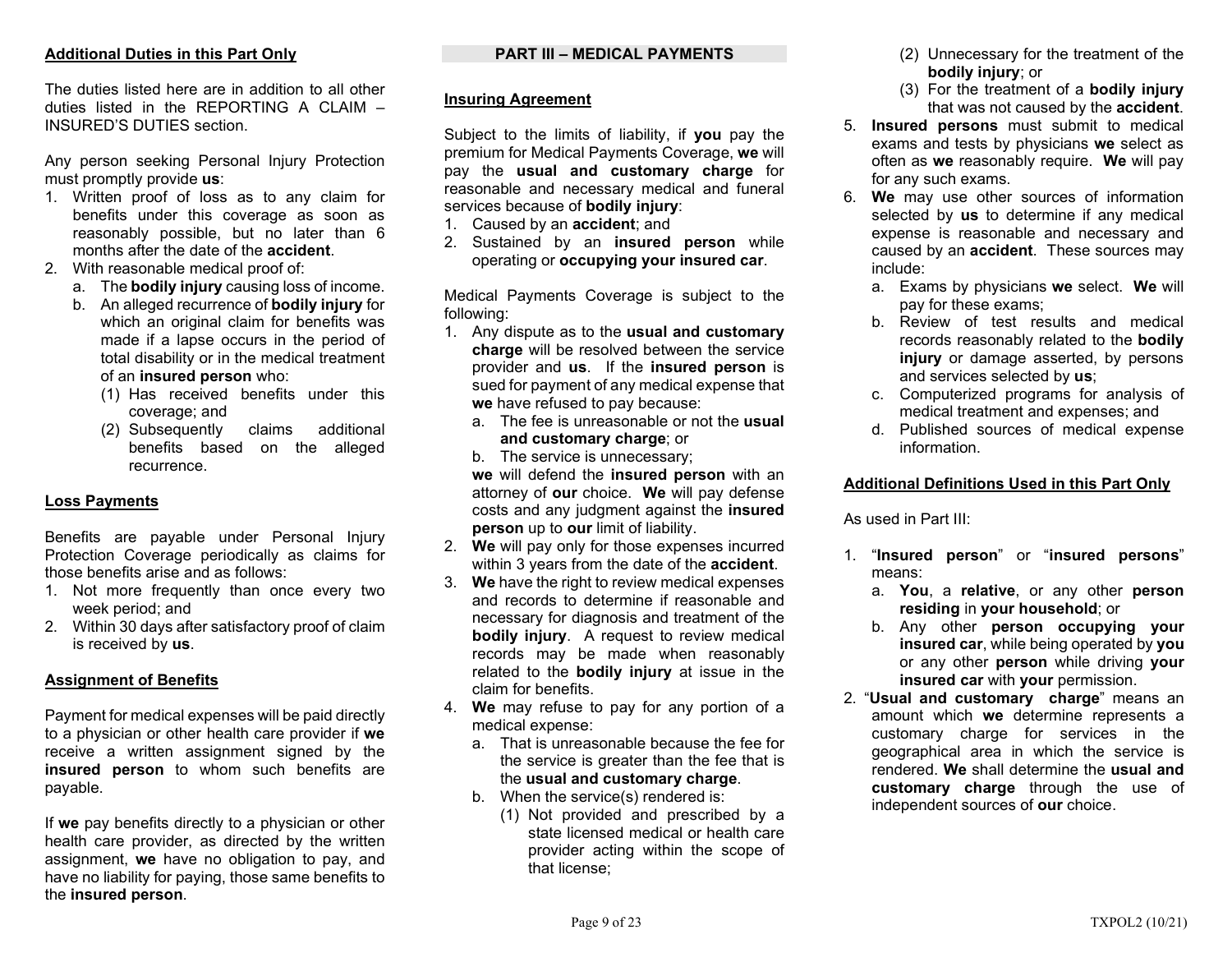**Additional Duties in this Part Only**

The duties listed here are in addition to all other duties listed in the REPORTING A CLAIM – INSURED'S DUTIES section.

Any person seeking Personal Injury Protection must promptly provide **us**:

1. Written proof of loss as to any claim for benefits under this coverage as soon as reasonably possible, but no later than 6 months after the date of the **accident**.
2. With reasonable medical proof of:
   a. The **bodily injury** causing loss of income.
   b. An alleged recurrence of **bodily injury** for which an original claim for benefits was made if a lapse occurs in the period of total disability or in the medical treatment of an **insured person** who:
      (1) Has received benefits under this coverage; and
      (2) Subsequently claims additional benefits based on the alleged recurrence.

**Loss Payments**

Benefits are payable under Personal Injury Protection Coverage periodically as claims for those benefits arise and as follows:

1. Not more frequently than once every two week period; and
2. Within 30 days after satisfactory proof of claim is received by **us**.

**Assignment of Benefits**

Payment for medical expenses will be paid directly to a physician or other health care provider if **we** receive a written assignment signed by the **insured person** to whom such benefits are payable.

If **we** pay benefits directly to a physician or other health care provider, as directed by the written assignment, **we** have no obligation to pay, and have no liability for paying, those same benefits to the **insured person**.

## PART III – MEDICAL PAYMENTS

**Insuring Agreement**

Subject to the limits of liability, if **you** pay the premium for Medical Payments Coverage, **we** will pay the **usual and customary charge** for reasonable and necessary medical and funeral services because of **bodily injury**:

1. Caused by an **accident**; and
2. Sustained by an **insured person** while operating or **occupying your insured car**.

Medical Payments Coverage is subject to the following:

1. Any dispute as to the **usual and customary charge** will be resolved between the service provider and **us**. If the **insured person** is sued for payment of any medical expense that **we** have refused to pay because:
   a. The fee is unreasonable or not the **usual and customary charge**; or
   b. The service is unnecessary;

   **we** will defend the **insured person** with an attorney of **our** choice. **We** will pay defense costs and any judgment against the **insured person** up to **our** limit of liability.
2. **We** will pay only for those expenses incurred within 3 years from the date of the **accident**.
3. **We** have the right to review medical expenses and records to determine if reasonable and necessary for diagnosis and treatment of the **bodily injury**. A request to review medical records may be made when reasonably related to the **bodily injury** at issue in the claim for benefits.
4. **We** may refuse to pay for any portion of a medical expense:
   a. That is unreasonable because the fee for the service is greater than the fee that is the **usual and customary charge**.
   b. When the service(s) rendered is:
      (1) Not provided and prescribed by a state licensed medical or health care provider acting within the scope of that license;
      (2) Unnecessary for the treatment of the **bodily injury**; or
      (3) For the treatment of a **bodily injury** that was not caused by the **accident**.
5. **Insured persons** must submit to medical exams and tests by physicians **we** select as often as **we** reasonably require. **We** will pay for any such exams.
6. **We** may use other sources of information selected by **us** to determine if any medical expense is reasonable and necessary and caused by an **accident**. These sources may include:
   a. Exams by physicians **we** select. **We** will pay for these exams;
   b. Review of test results and medical records reasonably related to the **bodily injury** or damage asserted, by persons and services selected by **us**;
   c. Computerized programs for analysis of medical treatment and expenses; and
   d. Published sources of medical expense information.

**Additional Definitions Used in this Part Only**

As used in Part III:

1. "**Insured person**" or "**insured persons**" means:
   a. **You**, a **relative**, or any other **person residing** in **your household**; or
   b. Any other **person occupying your insured car**, while being operated by **you** or any other **person** while driving **your insured car** with **your** permission.
2. "**Usual and customary charge**" means an amount which **we** determine represents a customary charge for services in the geographical area in which the service is rendered. **We** shall determine the **usual and customary charge** through the use of independent sources of **our** choice.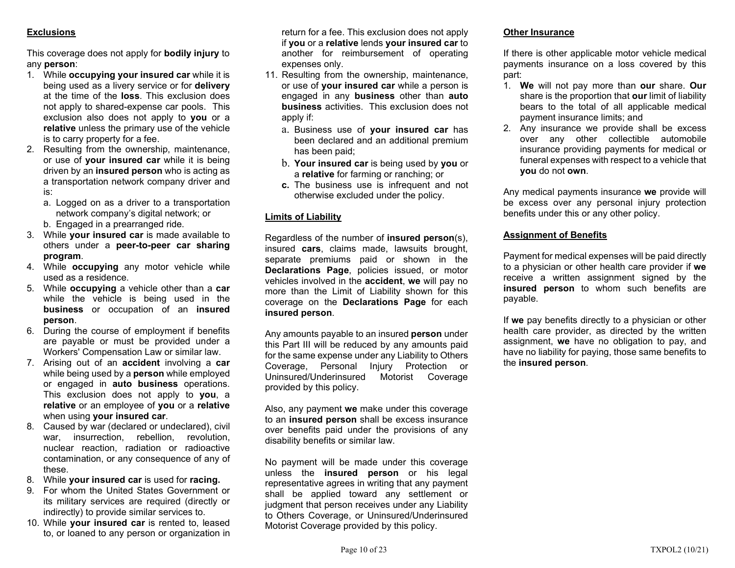## Exclusions

This coverage does not apply for **bodily injury** to any **person**:

1. While **occupying your insured car** while it is being used as a livery service or for **delivery** at the time of the **loss**. This exclusion does not apply to shared-expense car pools. This exclusion also does not apply to **you** or a **relative** unless the primary use of the vehicle is to carry property for a fee.
2. Resulting from the ownership, maintenance, or use of **your insured car** while it is being driven by an **insured person** who is acting as a transportation network company driver and is:
   a. Logged on as a driver to a transportation network company's digital network; or
   b. Engaged in a prearranged ride.
3. While **your insured car** is made available to others under a **peer-to-peer car sharing program**.
4. While **occupying** any motor vehicle while used as a residence.
5. While **occupying** a vehicle other than a **car** while the vehicle is being used in the **business** or occupation of an **insured person**.
6. During the course of employment if benefits are payable or must be provided under a Workers' Compensation Law or similar law.
7. Arising out of an **accident** involving a **car** while being used by a **person** while employed or engaged in **auto business** operations. This exclusion does not apply to **you**, a **relative** or an employee of **you** or a **relative** when using **your insured car**.
8. Caused by war (declared or undeclared), civil war, insurrection, rebellion, revolution, nuclear reaction, radiation or radioactive contamination, or any consequence of any of these.
8. While **your insured car** is used for **racing.**
9. For whom the United States Government or its military services are required (directly or indirectly) to provide similar services to.
10. While **your insured car** is rented to, leased to, or loaned to any person or organization in return for a fee. This exclusion does not apply if **you** or a **relative** lends **your insured car** to another for reimbursement of operating expenses only.
11. Resulting from the ownership, maintenance, or use of **your insured car** while a person is engaged in any **business** other than **auto business** activities. This exclusion does not apply if:
    a. Business use of **your insured car** has been declared and an additional premium has been paid;
    b. **Your insured car** is being used by **you** or a **relative** for farming or ranching; or
    **c.** The business use is infrequent and not otherwise excluded under the policy.

## Limits of Liability

Regardless of the number of **insured person**(s), insured **cars**, claims made, lawsuits brought, separate premiums paid or shown in the **Declarations Page**, policies issued, or motor vehicles involved in the **accident**, **we** will pay no more than the Limit of Liability shown for this coverage on the **Declarations Page** for each **insured person**.

Any amounts payable to an insured **person** under this Part III will be reduced by any amounts paid for the same expense under any Liability to Others Coverage, Personal Injury Protection or Uninsured/Underinsured Motorist Coverage provided by this policy.

Also, any payment **we** make under this coverage to an **insured person** shall be excess insurance over benefits paid under the provisions of any disability benefits or similar law.

No payment will be made under this coverage unless the **insured person** or his legal representative agrees in writing that any payment shall be applied toward any settlement or judgment that person receives under any Liability to Others Coverage, or Uninsured/Underinsured Motorist Coverage provided by this policy.

## Other Insurance

If there is other applicable motor vehicle medical payments insurance on a loss covered by this part:

1. **We** will not pay more than **our** share. **Our** share is the proportion that **our** limit of liability bears to the total of all applicable medical payment insurance limits; and
2. Any insurance we provide shall be excess over any other collectible automobile insurance providing payments for medical or funeral expenses with respect to a vehicle that **you** do not **own**.

Any medical payments insurance **we** provide will be excess over any personal injury protection benefits under this or any other policy.

## Assignment of Benefits

Payment for medical expenses will be paid directly to a physician or other health care provider if **we** receive a written assignment signed by the **insured person** to whom such benefits are payable.

If **we** pay benefits directly to a physician or other health care provider, as directed by the written assignment, **we** have no obligation to pay, and have no liability for paying, those same benefits to the **insured person**.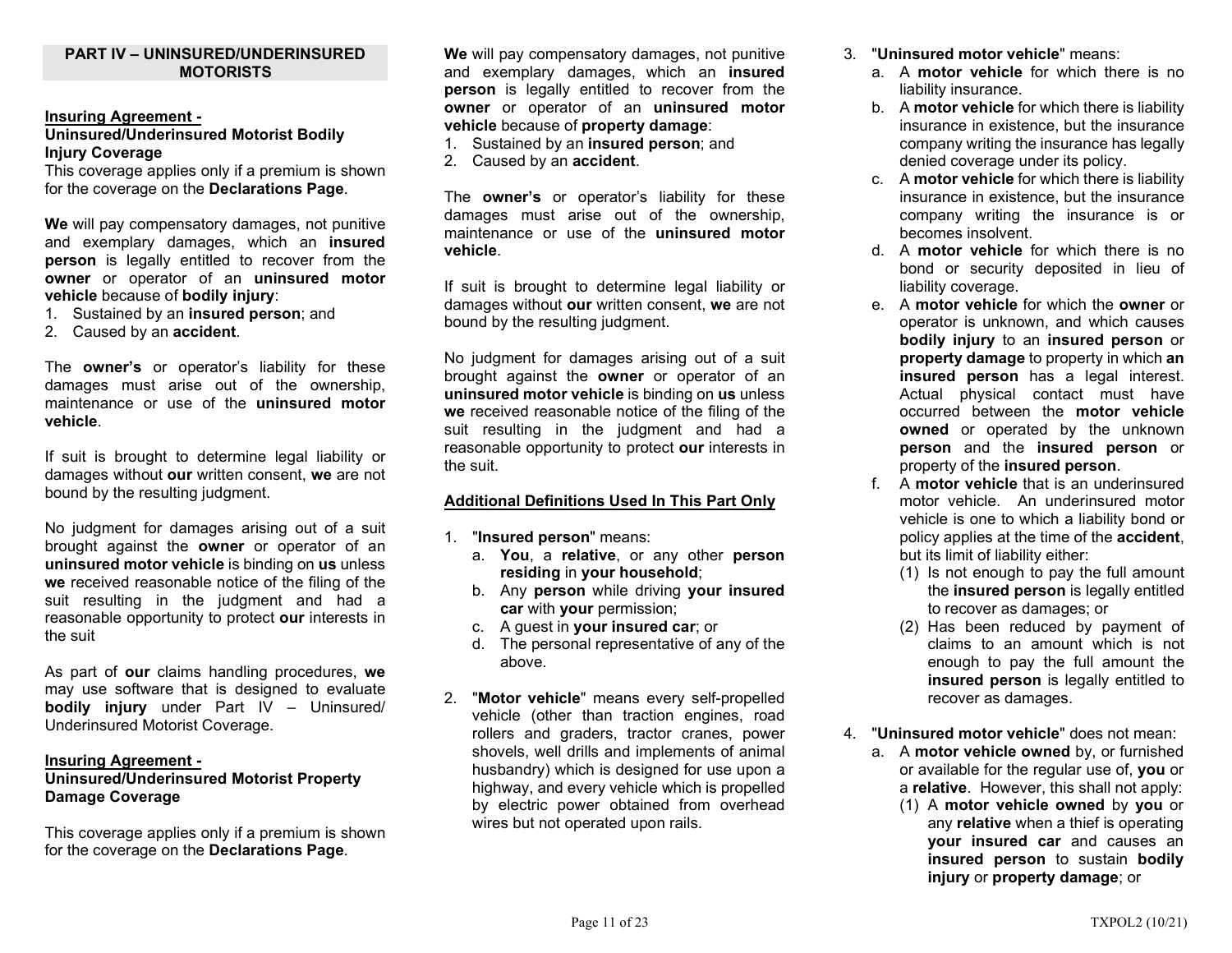## PART IV – UNINSURED/UNDERINSURED MOTORISTS

**Insuring Agreement -**
**Uninsured/Underinsured Motorist Bodily Injury Coverage**

This coverage applies only if a premium is shown for the coverage on the **Declarations Page**.

**We** will pay compensatory damages, not punitive and exemplary damages, which an **insured person** is legally entitled to recover from the **owner** or operator of an **uninsured motor vehicle** because of **bodily injury**:

1. Sustained by an **insured person**; and
2. Caused by an **accident**.

The **owner's** or operator's liability for these damages must arise out of the ownership, maintenance or use of the **uninsured motor vehicle**.

If suit is brought to determine legal liability or damages without **our** written consent, **we** are not bound by the resulting judgment.

No judgment for damages arising out of a suit brought against the **owner** or operator of an **uninsured motor vehicle** is binding on **us** unless **we** received reasonable notice of the filing of the suit resulting in the judgment and had a reasonable opportunity to protect **our** interests in the suit

As part of **our** claims handling procedures, **we** may use software that is designed to evaluate **bodily injury** under Part IV – Uninsured/ Underinsured Motorist Coverage.

**Insuring Agreement -**
**Uninsured/Underinsured Motorist Property Damage Coverage**

This coverage applies only if a premium is shown for the coverage on the **Declarations Page**.

**We** will pay compensatory damages, not punitive and exemplary damages, which an **insured person** is legally entitled to recover from the **owner** or operator of an **uninsured motor vehicle** because of **property damage**:

1. Sustained by an **insured person**; and
2. Caused by an **accident**.

The **owner's** or operator's liability for these damages must arise out of the ownership, maintenance or use of the **uninsured motor vehicle**.

If suit is brought to determine legal liability or damages without **our** written consent, **we** are not bound by the resulting judgment.

No judgment for damages arising out of a suit brought against the **owner** or operator of an **uninsured motor vehicle** is binding on **us** unless **we** received reasonable notice of the filing of the suit resulting in the judgment and had a reasonable opportunity to protect **our** interests in the suit.

**Additional Definitions Used In This Part Only**

1. "**Insured person**" means:
   a. **You**, a **relative**, or any other **person residing** in **your household**;
   b. Any **person** while driving **your insured car** with **your** permission;
   c. A guest in **your insured car**; or
   d. The personal representative of any of the above.

2. "**Motor vehicle**" means every self-propelled vehicle (other than traction engines, road rollers and graders, tractor cranes, power shovels, well drills and implements of animal husbandry) which is designed for use upon a highway, and every vehicle which is propelled by electric power obtained from overhead wires but not operated upon rails.

3. "**Uninsured motor vehicle**" means:
   a. A **motor vehicle** for which there is no liability insurance.
   b. A **motor vehicle** for which there is liability insurance in existence, but the insurance company writing the insurance has legally denied coverage under its policy.
   c. A **motor vehicle** for which there is liability insurance in existence, but the insurance company writing the insurance is or becomes insolvent.
   d. A **motor vehicle** for which there is no bond or security deposited in lieu of liability coverage.
   e. A **motor vehicle** for which the **owner** or operator is unknown, and which causes **bodily injury** to an **insured person** or **property damage** to property in which **an insured person** has a legal interest. Actual physical contact must have occurred between the **motor vehicle owned** or operated by the unknown **person** and the **insured person** or property of the **insured person**.
   f. A **motor vehicle** that is an underinsured motor vehicle. An underinsured motor vehicle is one to which a liability bond or policy applies at the time of the **accident**, but its limit of liability either:
      (1) Is not enough to pay the full amount the **insured person** is legally entitled to recover as damages; or
      (2) Has been reduced by payment of claims to an amount which is not enough to pay the full amount the **insured person** is legally entitled to recover as damages.

4. "**Uninsured motor vehicle**" does not mean:
   a. A **motor vehicle owned** by, or furnished or available for the regular use of, **you** or a **relative**. However, this shall not apply:
      (1) A **motor vehicle owned** by **you** or any **relative** when a thief is operating **your insured car** and causes an **insured person** to sustain **bodily injury** or **property damage**; or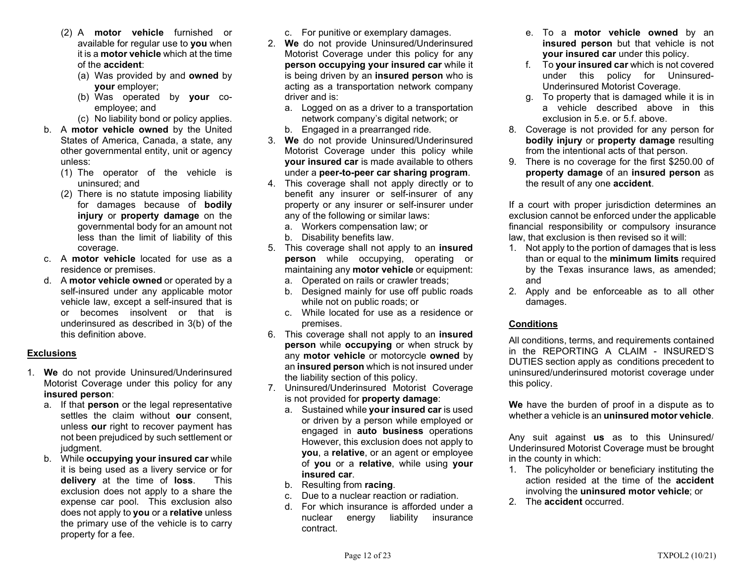(2) A **motor vehicle** furnished or available for regular use to **you** when it is a **motor vehicle** which at the time of the **accident**:
   - (a) Was provided by and **owned** by **your** employer;
   - (b) Was operated by **your** co-employee; and
   - (c) No liability bond or policy applies.

b. A **motor vehicle owned** by the United States of America, Canada, a state, any other governmental entity, unit or agency unless:
   - (1) The operator of the vehicle is uninsured; and
   - (2) There is no statute imposing liability for damages because of **bodily injury** or **property damage** on the governmental body for an amount not less than the limit of liability of this coverage.

c. A **motor vehicle** located for use as a residence or premises.

d. A **motor vehicle owned** or operated by a self-insured under any applicable motor vehicle law, except a self-insured that is or becomes insolvent or that is underinsured as described in 3(b) of the this definition above.

## Exclusions

1. **We** do not provide Uninsured/Underinsured Motorist Coverage under this policy for any **insured person**:
   - a. If that **person** or the legal representative settles the claim without **our** consent, unless **our** right to recover payment has not been prejudiced by such settlement or judgment.
   - b. While **occupying your insured car** while it is being used as a livery service or for **delivery** at the time of **loss**. This exclusion does not apply to a share the expense car pool. This exclusion also does not apply to **you** or a **relative** unless the primary use of the vehicle is to carry property for a fee.
   - c. For punitive or exemplary damages.
2. **We** do not provide Uninsured/Underinsured Motorist Coverage under this policy for any **person occupying your insured car** while it is being driven by an **insured person** who is acting as a transportation network company driver and is:
   - a. Logged on as a driver to a transportation network company's digital network; or
   - b. Engaged in a prearranged ride.
3. **We** do not provide Uninsured/Underinsured Motorist Coverage under this policy while **your insured car** is made available to others under a **peer-to-peer car sharing program**.
4. This coverage shall not apply directly or to benefit any insurer or self-insurer of any property or any insurer or self-insurer under any of the following or similar laws:
   - a. Workers compensation law; or
   - b. Disability benefits law.
5. This coverage shall not apply to an **insured person** while occupying, operating or maintaining any **motor vehicle** or equipment:
   - a. Operated on rails or crawler treads;
   - b. Designed mainly for use off public roads while not on public roads; or
   - c. While located for use as a residence or premises.
6. This coverage shall not apply to an **insured person** while **occupying** or when struck by any **motor vehicle** or motorcycle **owned** by an **insured person** which is not insured under the liability section of this policy.
7. Uninsured/Underinsured Motorist Coverage is not provided for **property damage**:
   - a. Sustained while **your insured car** is used or driven by a person while employed or engaged in **auto business** operations However, this exclusion does not apply to **you**, a **relative**, or an agent or employee of **you** or a **relative**, while using **your insured car**.
   - b. Resulting from **racing**.
   - c. Due to a nuclear reaction or radiation.
   - d. For which insurance is afforded under a nuclear energy liability insurance contract.
   - e. To a **motor vehicle owned** by an **insured person** but that vehicle is not **your insured car** under this policy.
   - f. To **your insured car** which is not covered under this policy for Uninsured-Underinsured Motorist Coverage.
   - g. To property that is damaged while it is in a vehicle described above in this exclusion in 5.e. or 5.f. above.
8. Coverage is not provided for any person for **bodily injury** or **property damage** resulting from the intentional acts of that person.
9. There is no coverage for the first $250.00 of **property damage** of an **insured person** as the result of any one **accident**.

If a court with proper jurisdiction determines an exclusion cannot be enforced under the applicable financial responsibility or compulsory insurance law, that exclusion is then revised so it will:

1. Not apply to the portion of damages that is less than or equal to the **minimum limits** required by the Texas insurance laws, as amended; and
2. Apply and be enforceable as to all other damages.

## Conditions

All conditions, terms, and requirements contained in the REPORTING A CLAIM - INSURED'S DUTIES section apply as conditions precedent to uninsured/underinsured motorist coverage under this policy.

**We** have the burden of proof in a dispute as to whether a vehicle is an **uninsured motor vehicle**.

Any suit against **us** as to this Uninsured/ Underinsured Motorist Coverage must be brought in the county in which:

1. The policyholder or beneficiary instituting the action resided at the time of the **accident** involving the **uninsured motor vehicle**; or
2. The **accident** occurred.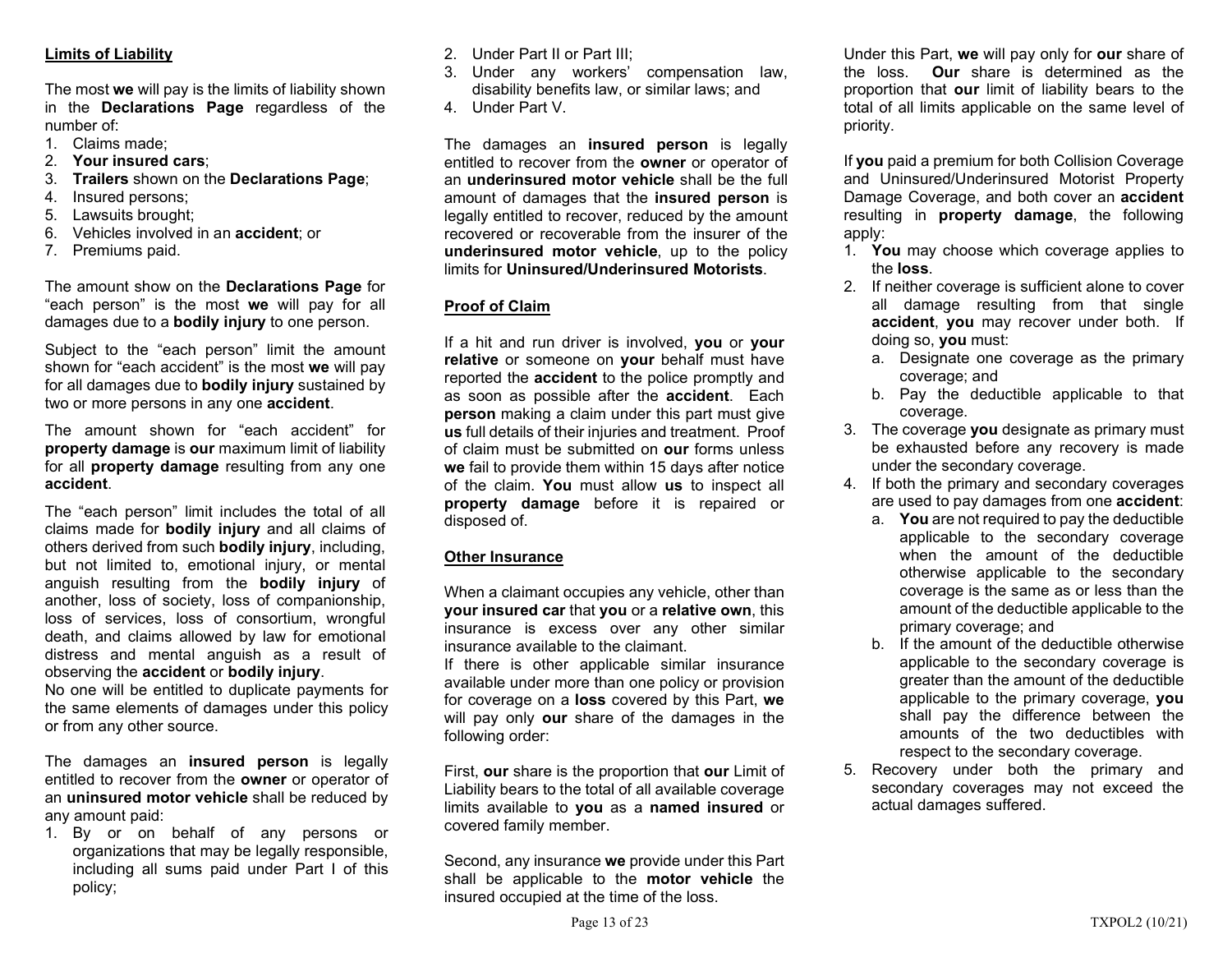**Limits of Liability**

The most **we** will pay is the limits of liability shown in the **Declarations Page** regardless of the number of:

1. Claims made;
2. **Your insured cars**;
3. **Trailers** shown on the **Declarations Page**;
4. Insured persons;
5. Lawsuits brought;
6. Vehicles involved in an **accident**; or
7. Premiums paid.

The amount show on the **Declarations Page** for "each person" is the most **we** will pay for all damages due to a **bodily injury** to one person.

Subject to the "each person" limit the amount shown for "each accident" is the most **we** will pay for all damages due to **bodily injury** sustained by two or more persons in any one **accident**.

The amount shown for "each accident" for **property damage** is **our** maximum limit of liability for all **property damage** resulting from any one **accident**.

The "each person" limit includes the total of all claims made for **bodily injury** and all claims of others derived from such **bodily injury**, including, but not limited to, emotional injury, or mental anguish resulting from the **bodily injury** of another, loss of society, loss of companionship, loss of services, loss of consortium, wrongful death, and claims allowed by law for emotional distress and mental anguish as a result of observing the **accident** or **bodily injury**.

No one will be entitled to duplicate payments for the same elements of damages under this policy or from any other source.

The damages an **insured person** is legally entitled to recover from the **owner** or operator of an **uninsured motor vehicle** shall be reduced by any amount paid:

1. By or on behalf of any persons or organizations that may be legally responsible, including all sums paid under Part I of this policy;
2. Under Part II or Part III;
3. Under any workers' compensation law, disability benefits law, or similar laws; and
4. Under Part V.

The damages an **insured person** is legally entitled to recover from the **owner** or operator of an **underinsured motor vehicle** shall be the full amount of damages that the **insured person** is legally entitled to recover, reduced by the amount recovered or recoverable from the insurer of the **underinsured motor vehicle**, up to the policy limits for **Uninsured/Underinsured Motorists**.

**Proof of Claim**

If a hit and run driver is involved, **you** or **your relative** or someone on **your** behalf must have reported the **accident** to the police promptly and as soon as possible after the **accident**. Each **person** making a claim under this part must give **us** full details of their injuries and treatment. Proof of claim must be submitted on **our** forms unless **we** fail to provide them within 15 days after notice of the claim. **You** must allow **us** to inspect all **property damage** before it is repaired or disposed of.

**Other Insurance**

When a claimant occupies any vehicle, other than **your insured car** that **you** or a **relative own**, this insurance is excess over any other similar insurance available to the claimant.

If there is other applicable similar insurance available under more than one policy or provision for coverage on a **loss** covered by this Part, **we** will pay only **our** share of the damages in the following order:

First, **our** share is the proportion that **our** Limit of Liability bears to the total of all available coverage limits available to **you** as a **named insured** or covered family member.

Second, any insurance **we** provide under this Part shall be applicable to the **motor vehicle** the insured occupied at the time of the loss.

Under this Part, **we** will pay only for **our** share of the loss. **Our** share is determined as the proportion that **our** limit of liability bears to the total of all limits applicable on the same level of priority.

If **you** paid a premium for both Collision Coverage and Uninsured/Underinsured Motorist Property Damage Coverage, and both cover an **accident** resulting in **property damage**, the following apply:

1. **You** may choose which coverage applies to the **loss**.
2. If neither coverage is sufficient alone to cover all damage resulting from that single **accident**, **you** may recover under both. If doing so, **you** must:
   a. Designate one coverage as the primary coverage; and
   b. Pay the deductible applicable to that coverage.
3. The coverage **you** designate as primary must be exhausted before any recovery is made under the secondary coverage.
4. If both the primary and secondary coverages are used to pay damages from one **accident**:
   a. **You** are not required to pay the deductible applicable to the secondary coverage when the amount of the deductible otherwise applicable to the secondary coverage is the same as or less than the amount of the deductible applicable to the primary coverage; and
   b. If the amount of the deductible otherwise applicable to the secondary coverage is greater than the amount of the deductible applicable to the primary coverage, **you** shall pay the difference between the amounts of the two deductibles with respect to the secondary coverage.
5. Recovery under both the primary and secondary coverages may not exceed the actual damages suffered.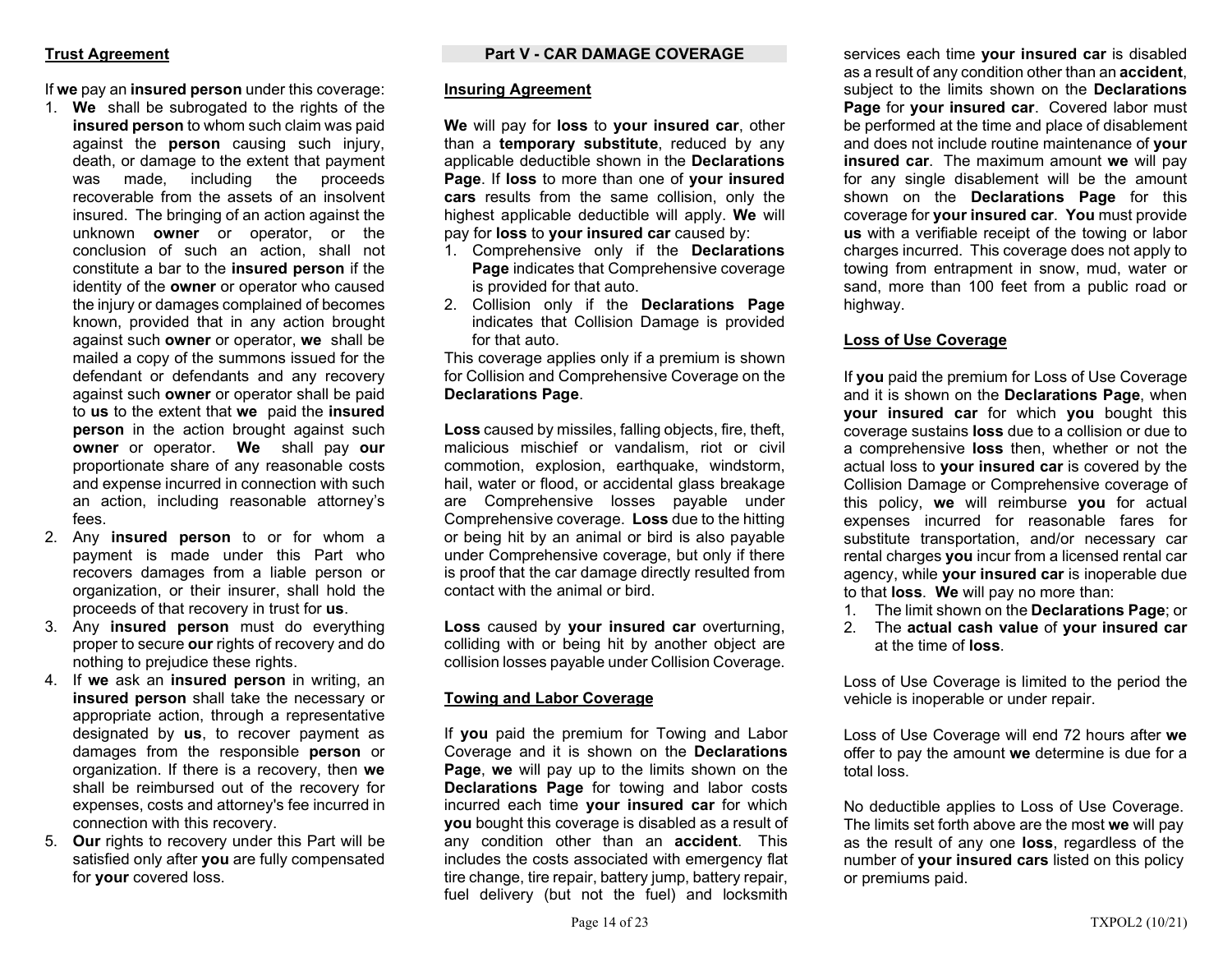**Trust Agreement**

If **we** pay an **insured person** under this coverage:

1. **We** shall be subrogated to the rights of the **insured person** to whom such claim was paid against the **person** causing such injury, death, or damage to the extent that payment was made, including the proceeds recoverable from the assets of an insolvent insured. The bringing of an action against the unknown **owner** or operator, or the conclusion of such an action, shall not constitute a bar to the **insured person** if the identity of the **owner** or operator who caused the injury or damages complained of becomes known, provided that in any action brought against such **owner** or operator, **we** shall be mailed a copy of the summons issued for the defendant or defendants and any recovery against such **owner** or operator shall be paid to **us** to the extent that **we** paid the **insured person** in the action brought against such **owner** or operator. **We** shall pay **our** proportionate share of any reasonable costs and expense incurred in connection with such an action, including reasonable attorney's fees.
2. Any **insured person** to or for whom a payment is made under this Part who recovers damages from a liable person or organization, or their insurer, shall hold the proceeds of that recovery in trust for **us**.
3. Any **insured person** must do everything proper to secure **our** rights of recovery and do nothing to prejudice these rights.
4. If **we** ask an **insured person** in writing, an **insured person** shall take the necessary or appropriate action, through a representative designated by **us**, to recover payment as damages from the responsible **person** or organization. If there is a recovery, then **we** shall be reimbursed out of the recovery for expenses, costs and attorney's fee incurred in connection with this recovery.
5. **Our** rights to recovery under this Part will be satisfied only after **you** are fully compensated for **your** covered loss.

## Part V - CAR DAMAGE COVERAGE

**Insuring Agreement**

**We** will pay for **loss** to **your insured car**, other than a **temporary substitute**, reduced by any applicable deductible shown in the **Declarations Page**. If **loss** to more than one of **your insured cars** results from the same collision, only the highest applicable deductible will apply. **We** will pay for **loss** to **your insured car** caused by:

1. Comprehensive only if the **Declarations Page** indicates that Comprehensive coverage is provided for that auto.
2. Collision only if the **Declarations Page** indicates that Collision Damage is provided for that auto.

This coverage applies only if a premium is shown for Collision and Comprehensive Coverage on the **Declarations Page**.

**Loss** caused by missiles, falling objects, fire, theft, malicious mischief or vandalism, riot or civil commotion, explosion, earthquake, windstorm, hail, water or flood, or accidental glass breakage are Comprehensive losses payable under Comprehensive coverage. **Loss** due to the hitting or being hit by an animal or bird is also payable under Comprehensive coverage, but only if there is proof that the car damage directly resulted from contact with the animal or bird.

**Loss** caused by **your insured car** overturning, colliding with or being hit by another object are collision losses payable under Collision Coverage.

**Towing and Labor Coverage**

If **you** paid the premium for Towing and Labor Coverage and it is shown on the **Declarations Page**, **we** will pay up to the limits shown on the **Declarations Page** for towing and labor costs incurred each time **your insured car** for which **you** bought this coverage is disabled as a result of any condition other than an **accident**. This includes the costs associated with emergency flat tire change, tire repair, battery jump, battery repair, fuel delivery (but not the fuel) and locksmith services each time **your insured car** is disabled as a result of any condition other than an **accident**, subject to the limits shown on the **Declarations Page** for **your insured car**. Covered labor must be performed at the time and place of disablement and does not include routine maintenance of **your insured car**. The maximum amount **we** will pay for any single disablement will be the amount shown on the **Declarations Page** for this coverage for **your insured car**. **You** must provide **us** with a verifiable receipt of the towing or labor charges incurred. This coverage does not apply to towing from entrapment in snow, mud, water or sand, more than 100 feet from a public road or highway.

**Loss of Use Coverage**

If **you** paid the premium for Loss of Use Coverage and it is shown on the **Declarations Page**, when **your insured car** for which **you** bought this coverage sustains **loss** due to a collision or due to a comprehensive **loss** then, whether or not the actual loss to **your insured car** is covered by the Collision Damage or Comprehensive coverage of this policy, **we** will reimburse **you** for actual expenses incurred for reasonable fares for substitute transportation, and/or necessary car rental charges **you** incur from a licensed rental car agency, while **your insured car** is inoperable due to that **loss**. **We** will pay no more than:

1. The limit shown on the **Declarations Page**; or
2. The **actual cash value** of **your insured car** at the time of **loss**.

Loss of Use Coverage is limited to the period the vehicle is inoperable or under repair.

Loss of Use Coverage will end 72 hours after **we** offer to pay the amount **we** determine is due for a total loss.

No deductible applies to Loss of Use Coverage. The limits set forth above are the most **we** will pay as the result of any one **loss**, regardless of the number of **your insured cars** listed on this policy or premiums paid.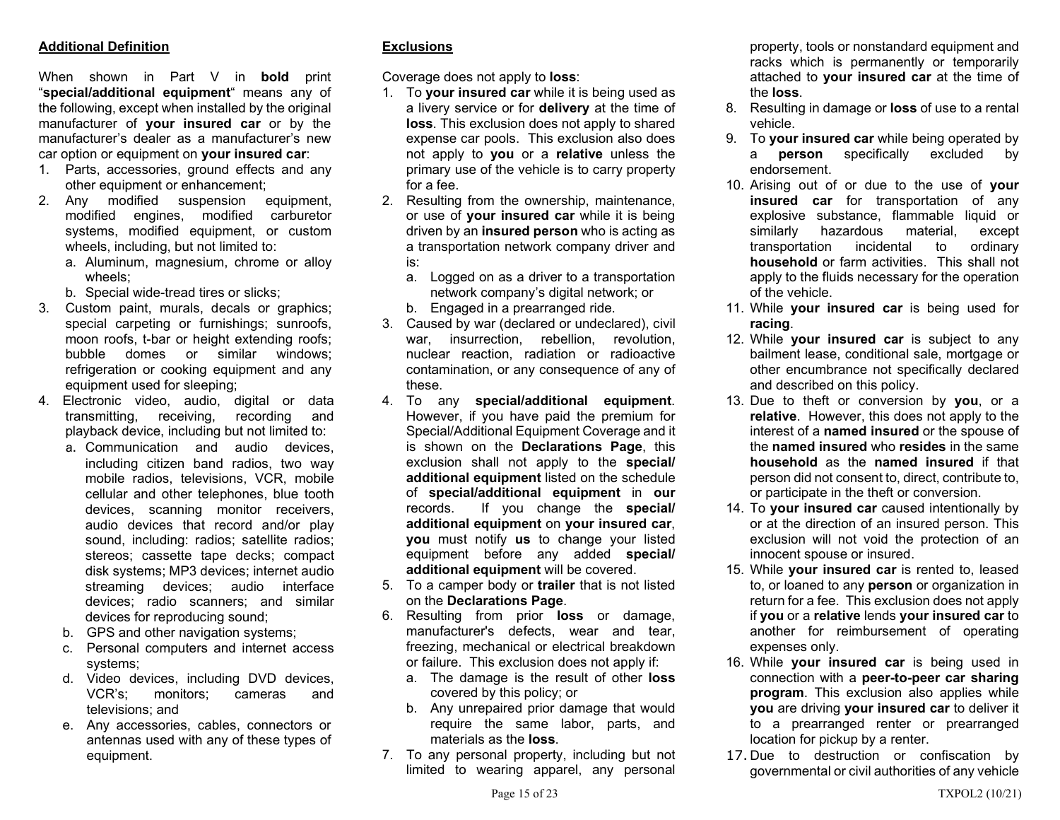## Additional Definition

When shown in Part V in **bold** print "**special/additional equipment**" means any of the following, except when installed by the original manufacturer of **your insured car** or by the manufacturer's dealer as a manufacturer's new car option or equipment on **your insured car**:

1. Parts, accessories, ground effects and any other equipment or enhancement;
2. Any modified suspension equipment, modified engines, modified carburetor systems, modified equipment, or custom wheels, including, but not limited to:
   a. Aluminum, magnesium, chrome or alloy wheels;
   b. Special wide-tread tires or slicks;
3. Custom paint, murals, decals or graphics; special carpeting or furnishings; sunroofs, moon roofs, t-bar or height extending roofs; bubble domes or similar windows; refrigeration or cooking equipment and any equipment used for sleeping;
4. Electronic video, audio, digital or data transmitting, receiving, recording and playback device, including but not limited to:
   a. Communication and audio devices, including citizen band radios, two way mobile radios, televisions, VCR, mobile cellular and other telephones, blue tooth devices, scanning monitor receivers, audio devices that record and/or play sound, including: radios; satellite radios; stereos; cassette tape decks; compact disk systems; MP3 devices; internet audio streaming devices; audio interface devices; radio scanners; and similar devices for reproducing sound;
   b. GPS and other navigation systems;
   c. Personal computers and internet access systems;
   d. Video devices, including DVD devices, VCR's; monitors; cameras and televisions; and
   e. Any accessories, cables, connectors or antennas used with any of these types of equipment.

## Exclusions

Coverage does not apply to **loss**:

1. To **your insured car** while it is being used as a livery service or for **delivery** at the time of **loss**. This exclusion does not apply to shared expense car pools. This exclusion also does not apply to **you** or a **relative** unless the primary use of the vehicle is to carry property for a fee.
2. Resulting from the ownership, maintenance, or use of **your insured car** while it is being driven by an **insured person** who is acting as a transportation network company driver and is:
   a. Logged on as a driver to a transportation network company's digital network; or
   b. Engaged in a prearranged ride.
3. Caused by war (declared or undeclared), civil war, insurrection, rebellion, revolution, nuclear reaction, radiation or radioactive contamination, or any consequence of any of these.
4. To any **special/additional equipment**. However, if you have paid the premium for Special/Additional Equipment Coverage and it is shown on the **Declarations Page**, this exclusion shall not apply to the **special/ additional equipment** listed on the schedule of **special/additional equipment** in **our** records. If you change the **special/ additional equipment** on **your insured car**, **you** must notify **us** to change your listed equipment before any added **special/ additional equipment** will be covered.
5. To a camper body or **trailer** that is not listed on the **Declarations Page**.
6. Resulting from prior **loss** or damage, manufacturer's defects, wear and tear, freezing, mechanical or electrical breakdown or failure. This exclusion does not apply if:
   a. The damage is the result of other **loss** covered by this policy; or
   b. Any unrepaired prior damage that would require the same labor, parts, and materials as the **loss**.
7. To any personal property, including but not limited to wearing apparel, any personal property, tools or nonstandard equipment and racks which is permanently or temporarily attached to **your insured car** at the time of the **loss**.
8. Resulting in damage or **loss** of use to a rental vehicle.
9. To **your insured car** while being operated by a **person** specifically excluded by endorsement.
10. Arising out of or due to the use of **your insured car** for transportation of any explosive substance, flammable liquid or similarly hazardous material, except transportation incidental to ordinary **household** or farm activities. This shall not apply to the fluids necessary for the operation of the vehicle.
11. While **your insured car** is being used for **racing**.
12. While **your insured car** is subject to any bailment lease, conditional sale, mortgage or other encumbrance not specifically declared and described on this policy.
13. Due to theft or conversion by **you**, or a **relative**. However, this does not apply to the interest of a **named insured** or the spouse of the **named insured** who **resides** in the same **household** as the **named insured** if that person did not consent to, direct, contribute to, or participate in the theft or conversion.
14. To **your insured car** caused intentionally by or at the direction of an insured person. This exclusion will not void the protection of an innocent spouse or insured.
15. While **your insured car** is rented to, leased to, or loaned to any **person** or organization in return for a fee. This exclusion does not apply if **you** or a **relative** lends **your insured car** to another for reimbursement of operating expenses only.
16. While **your insured car** is being used in connection with a **peer-to-peer car sharing program**. This exclusion also applies while **you** are driving **your insured car** to deliver it to a prearranged renter or prearranged location for pickup by a renter.
17. Due to destruction or confiscation by governmental or civil authorities of any vehicle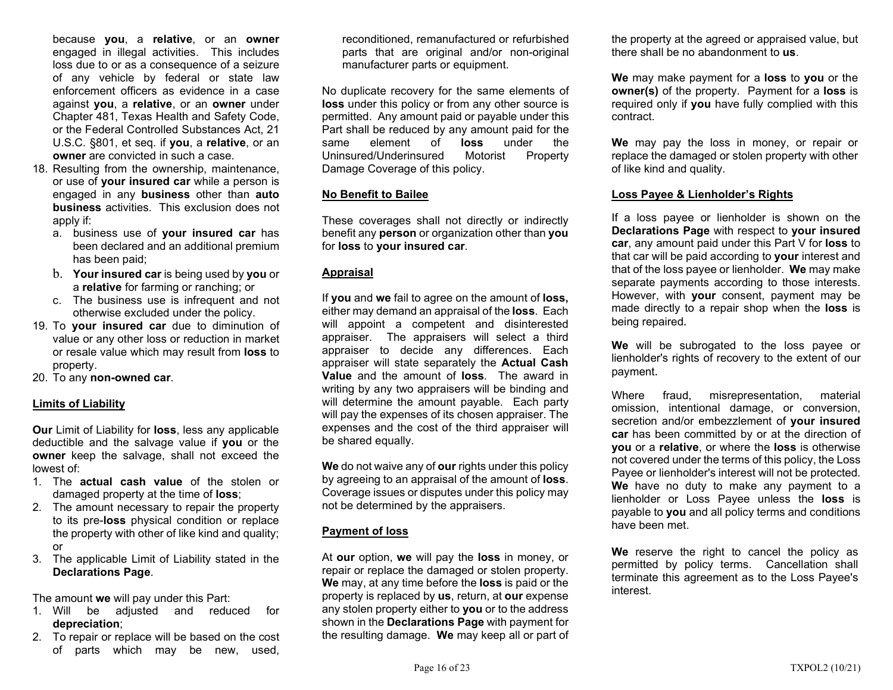because **you**, a **relative**, or an **owner** engaged in illegal activities. This includes loss due to or as a consequence of a seizure of any vehicle by federal or state law enforcement officers as evidence in a case against **you**, a **relative**, or an **owner** under Chapter 481, Texas Health and Safety Code, or the Federal Controlled Substances Act, 21 U.S.C. §801, et seq. if **you**, a **relative**, or an **owner** are convicted in such a case.

18. Resulting from the ownership, maintenance, or use of **your insured car** while a person is engaged in any **business** other than **auto business** activities. This exclusion does not apply if:
    a. business use of **your insured car** has been declared and an additional premium has been paid;
    b. **Your insured car** is being used by **you** or a **relative** for farming or ranching; or
    c. The business use is infrequent and not otherwise excluded under the policy.
19. To **your insured car** due to diminution of value or any other loss or reduction in market or resale value which may result from **loss** to property.
20. To any **non-owned car**.

## Limits of Liability

**Our** Limit of Liability for **loss**, less any applicable deductible and the salvage value if **you** or the **owner** keep the salvage, shall not exceed the lowest of:

1. The **actual cash value** of the stolen or damaged property at the time of **loss**;
2. The amount necessary to repair the property to its pre-**loss** physical condition or replace the property with other of like kind and quality; or
3. The applicable Limit of Liability stated in the **Declarations Page**.

The amount **we** will pay under this Part:

1. Will be adjusted and reduced for **depreciation**;
2. To repair or replace will be based on the cost of parts which may be new, used, reconditioned, remanufactured or refurbished parts that are original and/or non-original manufacturer parts or equipment.

No duplicate recovery for the same elements of **loss** under this policy or from any other source is permitted. Any amount paid or payable under this Part shall be reduced by any amount paid for the same element of **loss** under the Uninsured/Underinsured Motorist Property Damage Coverage of this policy.

## No Benefit to Bailee

These coverages shall not directly or indirectly benefit any **person** or organization other than **you** for **loss** to **your insured car**.

## Appraisal

If **you** and **we** fail to agree on the amount of **loss,** either may demand an appraisal of the **loss**. Each will appoint a competent and disinterested appraiser. The appraisers will select a third appraiser to decide any differences. Each appraiser will state separately the **Actual Cash Value** and the amount of **loss**. The award in writing by any two appraisers will be binding and will determine the amount payable. Each party will pay the expenses of its chosen appraiser. The expenses and the cost of the third appraiser will be shared equally.

**We** do not waive any of **our** rights under this policy by agreeing to an appraisal of the amount of **loss**. Coverage issues or disputes under this policy may not be determined by the appraisers.

## Payment of loss

At **our** option, **we** will pay the **loss** in money, or repair or replace the damaged or stolen property. **We** may, at any time before the **loss** is paid or the property is replaced by **us**, return, at **our** expense any stolen property either to **you** or to the address shown in the **Declarations Page** with payment for the resulting damage. **We** may keep all or part of the property at the agreed or appraised value, but there shall be no abandonment to **us**.

**We** may make payment for a **loss** to **you** or the **owner(s)** of the property. Payment for a **loss** is required only if **you** have fully complied with this contract.

**We** may pay the loss in money, or repair or replace the damaged or stolen property with other of like kind and quality.

## Loss Payee & Lienholder's Rights

If a loss payee or lienholder is shown on the **Declarations Page** with respect to **your insured car**, any amount paid under this Part V for **loss** to that car will be paid according to **your** interest and that of the loss payee or lienholder. **We** may make separate payments according to those interests. However, with **your** consent, payment may be made directly to a repair shop when the **loss** is being repaired.

**We** will be subrogated to the loss payee or lienholder's rights of recovery to the extent of our payment.

Where fraud, misrepresentation, material omission, intentional damage, or conversion, secretion and/or embezzlement of **your insured car** has been committed by or at the direction of **you** or a **relative**, or where the **loss** is otherwise not covered under the terms of this policy, the Loss Payee or lienholder's interest will not be protected. **We** have no duty to make any payment to a lienholder or Loss Payee unless the **loss** is payable to **you** and all policy terms and conditions have been met.

**We** reserve the right to cancel the policy as permitted by policy terms. Cancellation shall terminate this agreement as to the Loss Payee's interest.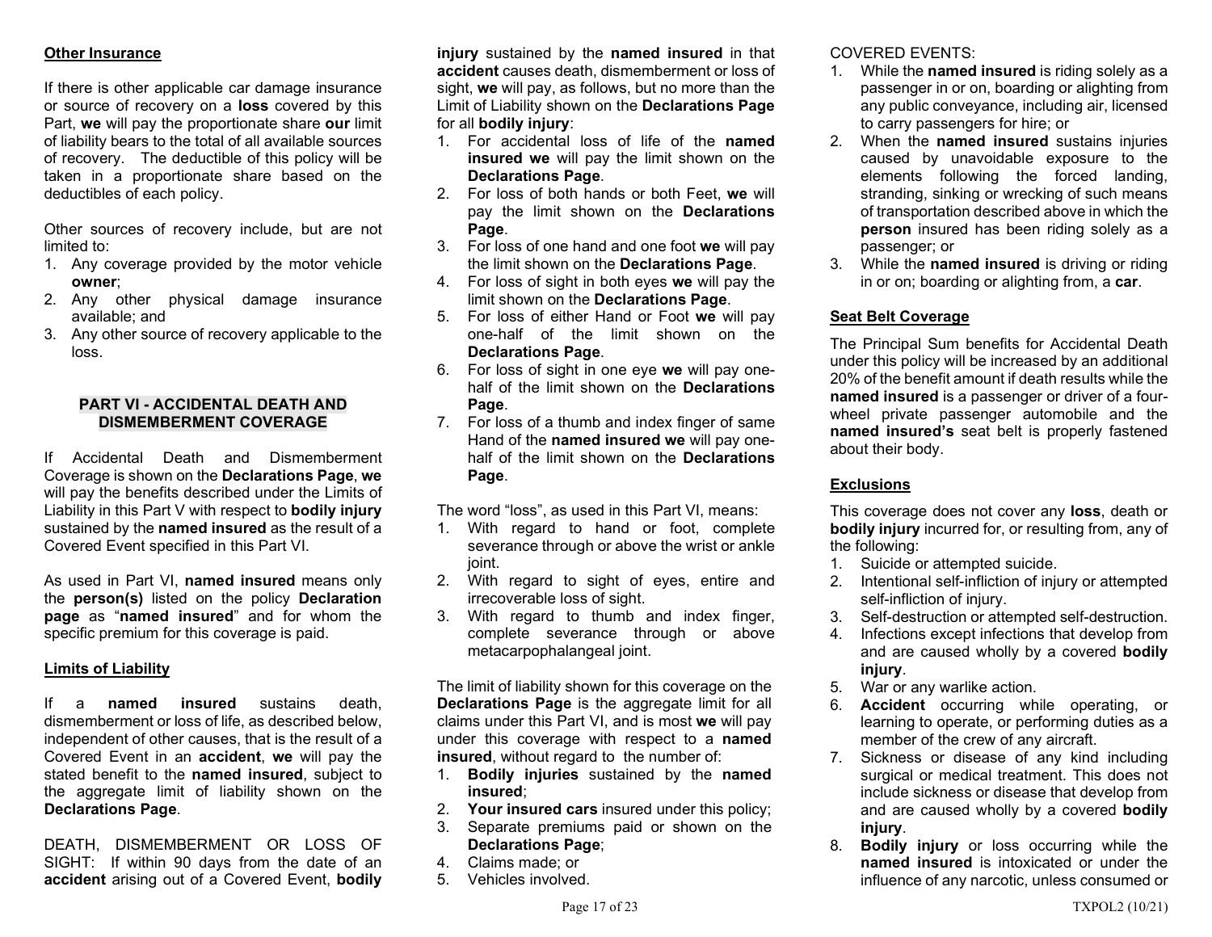### Other Insurance

If there is other applicable car damage insurance or source of recovery on a **loss** covered by this Part, **we** will pay the proportionate share **our** limit of liability bears to the total of all available sources of recovery. The deductible of this policy will be taken in a proportionate share based on the deductibles of each policy.

Other sources of recovery include, but are not limited to:

1. Any coverage provided by the motor vehicle **owner**;
2. Any other physical damage insurance available; and
3. Any other source of recovery applicable to the loss.

## PART VI - ACCIDENTAL DEATH AND DISMEMBERMENT COVERAGE

If Accidental Death and Dismemberment Coverage is shown on the **Declarations Page**, **we** will pay the benefits described under the Limits of Liability in this Part V with respect to **bodily injury** sustained by the **named insured** as the result of a Covered Event specified in this Part VI.

As used in Part VI, **named insured** means only the **person(s)** listed on the policy **Declaration page** as "**named insured**" and for whom the specific premium for this coverage is paid.

### Limits of Liability

If a **named insured** sustains death, dismemberment or loss of life, as described below, independent of other causes, that is the result of a Covered Event in an **accident**, **we** will pay the stated benefit to the **named insured**, subject to the aggregate limit of liability shown on the **Declarations Page**.

DEATH, DISMEMBERMENT OR LOSS OF SIGHT: If within 90 days from the date of an **accident** arising out of a Covered Event, **bodily injury** sustained by the **named insured** in that **accident** causes death, dismemberment or loss of sight, **we** will pay, as follows, but no more than the Limit of Liability shown on the **Declarations Page** for all **bodily injury**:

1. For accidental loss of life of the **named insured we** will pay the limit shown on the **Declarations Page**.
2. For loss of both hands or both Feet, **we** will pay the limit shown on the **Declarations Page**.
3. For loss of one hand and one foot **we** will pay the limit shown on the **Declarations Page**.
4. For loss of sight in both eyes **we** will pay the limit shown on the **Declarations Page**.
5. For loss of either Hand or Foot **we** will pay one-half of the limit shown on the **Declarations Page**.
6. For loss of sight in one eye **we** will pay one-half of the limit shown on the **Declarations Page**.
7. For loss of a thumb and index finger of same Hand of the **named insured we** will pay one-half of the limit shown on the **Declarations Page**.

The word "loss", as used in this Part VI, means:

1. With regard to hand or foot, complete severance through or above the wrist or ankle joint.
2. With regard to sight of eyes, entire and irrecoverable loss of sight.
3. With regard to thumb and index finger, complete severance through or above metacarpophalangeal joint.

The limit of liability shown for this coverage on the **Declarations Page** is the aggregate limit for all claims under this Part VI, and is most **we** will pay under this coverage with respect to a **named insured**, without regard to the number of:

1. **Bodily injuries** sustained by the **named insured**;
2. **Your insured cars** insured under this policy;
3. Separate premiums paid or shown on the **Declarations Page**;
4. Claims made; or
5. Vehicles involved.

COVERED EVENTS:

1. While the **named insured** is riding solely as a passenger in or on, boarding or alighting from any public conveyance, including air, licensed to carry passengers for hire; or
2. When the **named insured** sustains injuries caused by unavoidable exposure to the elements following the forced landing, stranding, sinking or wrecking of such means of transportation described above in which the **person** insured has been riding solely as a passenger; or
3. While the **named insured** is driving or riding in or on; boarding or alighting from, a **car**.

### Seat Belt Coverage

The Principal Sum benefits for Accidental Death under this policy will be increased by an additional 20% of the benefit amount if death results while the **named insured** is a passenger or driver of a four-wheel private passenger automobile and the **named insured's** seat belt is properly fastened about their body.

### Exclusions

This coverage does not cover any **loss**, death or **bodily injury** incurred for, or resulting from, any of the following:

1. Suicide or attempted suicide.
2. Intentional self-infliction of injury or attempted self-infliction of injury.
3. Self-destruction or attempted self-destruction.
4. Infections except infections that develop from and are caused wholly by a covered **bodily injury**.
5. War or any warlike action.
6. **Accident** occurring while operating, or learning to operate, or performing duties as a member of the crew of any aircraft.
7. Sickness or disease of any kind including surgical or medical treatment. This does not include sickness or disease that develop from and are caused wholly by a covered **bodily injury**.
8. **Bodily injury** or loss occurring while the **named insured** is intoxicated or under the influence of any narcotic, unless consumed or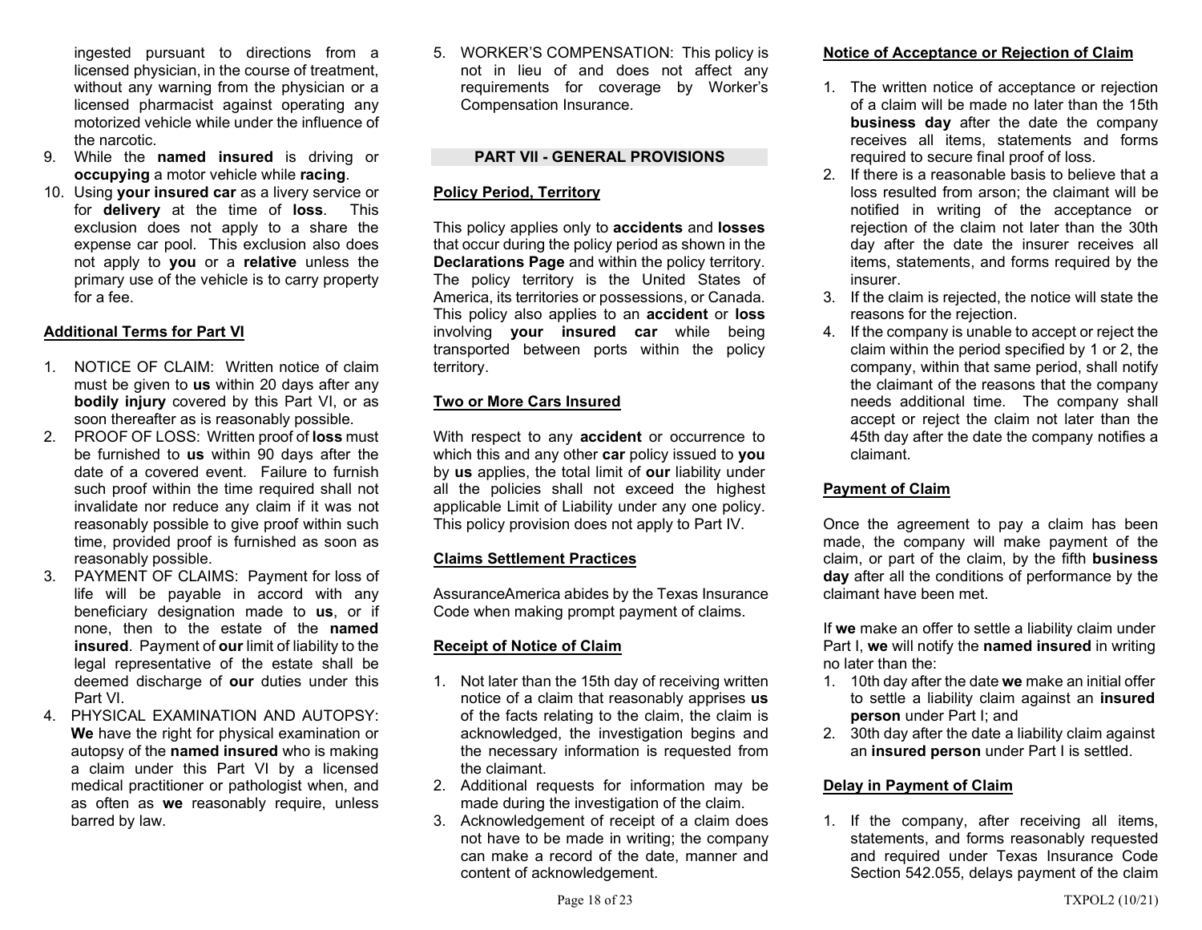ingested pursuant to directions from a licensed physician, in the course of treatment, without any warning from the physician or a licensed pharmacist against operating any motorized vehicle while under the influence of the narcotic.

9. While the **named insured** is driving or **occupying** a motor vehicle while **racing**.
10. Using **your insured car** as a livery service or for **delivery** at the time of **loss**. This exclusion does not apply to a share the expense car pool. This exclusion also does not apply to **you** or a **relative** unless the primary use of the vehicle is to carry property for a fee.

**Additional Terms for Part VI**

1. NOTICE OF CLAIM: Written notice of claim must be given to **us** within 20 days after any **bodily injury** covered by this Part VI, or as soon thereafter as is reasonably possible.
2. PROOF OF LOSS: Written proof of **loss** must be furnished to **us** within 90 days after the date of a covered event. Failure to furnish such proof within the time required shall not invalidate nor reduce any claim if it was not reasonably possible to give proof within such time, provided proof is furnished as soon as reasonably possible.
3. PAYMENT OF CLAIMS: Payment for loss of life will be payable in accord with any beneficiary designation made to **us**, or if none, then to the estate of the **named insured**. Payment of **our** limit of liability to the legal representative of the estate shall be deemed discharge of **our** duties under this Part VI.
4. PHYSICAL EXAMINATION AND AUTOPSY: **We** have the right for physical examination or autopsy of the **named insured** who is making a claim under this Part VI by a licensed medical practitioner or pathologist when, and as often as **we** reasonably require, unless barred by law.
5. WORKER'S COMPENSATION: This policy is not in lieu of and does not affect any requirements for coverage by Worker's Compensation Insurance.

## PART VII - GENERAL PROVISIONS

**Policy Period, Territory**

This policy applies only to **accidents** and **losses** that occur during the policy period as shown in the **Declarations Page** and within the policy territory. The policy territory is the United States of America, its territories or possessions, or Canada. This policy also applies to an **accident** or **loss** involving **your insured car** while being transported between ports within the policy territory.

**Two or More Cars Insured**

With respect to any **accident** or occurrence to which this and any other **car** policy issued to **you** by **us** applies, the total limit of **our** liability under all the policies shall not exceed the highest applicable Limit of Liability under any one policy. This policy provision does not apply to Part IV.

**Claims Settlement Practices**

AssuranceAmerica abides by the Texas Insurance Code when making prompt payment of claims.

**Receipt of Notice of Claim**

1. Not later than the 15th day of receiving written notice of a claim that reasonably apprises **us** of the facts relating to the claim, the claim is acknowledged, the investigation begins and the necessary information is requested from the claimant.
2. Additional requests for information may be made during the investigation of the claim.
3. Acknowledgement of receipt of a claim does not have to be made in writing; the company can make a record of the date, manner and content of acknowledgement.

**Notice of Acceptance or Rejection of Claim**

1. The written notice of acceptance or rejection of a claim will be made no later than the 15th **business day** after the date the company receives all items, statements and forms required to secure final proof of loss.
2. If there is a reasonable basis to believe that a loss resulted from arson; the claimant will be notified in writing of the acceptance or rejection of the claim not later than the 30th day after the date the insurer receives all items, statements, and forms required by the insurer.
3. If the claim is rejected, the notice will state the reasons for the rejection.
4. If the company is unable to accept or reject the claim within the period specified by 1 or 2, the company, within that same period, shall notify the claimant of the reasons that the company needs additional time. The company shall accept or reject the claim not later than the 45th day after the date the company notifies a claimant.

**Payment of Claim**

Once the agreement to pay a claim has been made, the company will make payment of the claim, or part of the claim, by the fifth **business day** after all the conditions of performance by the claimant have been met.

If **we** make an offer to settle a liability claim under Part I, **we** will notify the **named insured** in writing no later than the:

1. 10th day after the date **we** make an initial offer to settle a liability claim against an **insured person** under Part I; and
2. 30th day after the date a liability claim against an **insured person** under Part I is settled.

**Delay in Payment of Claim**

1. If the company, after receiving all items, statements, and forms reasonably requested and required under Texas Insurance Code Section 542.055, delays payment of the claim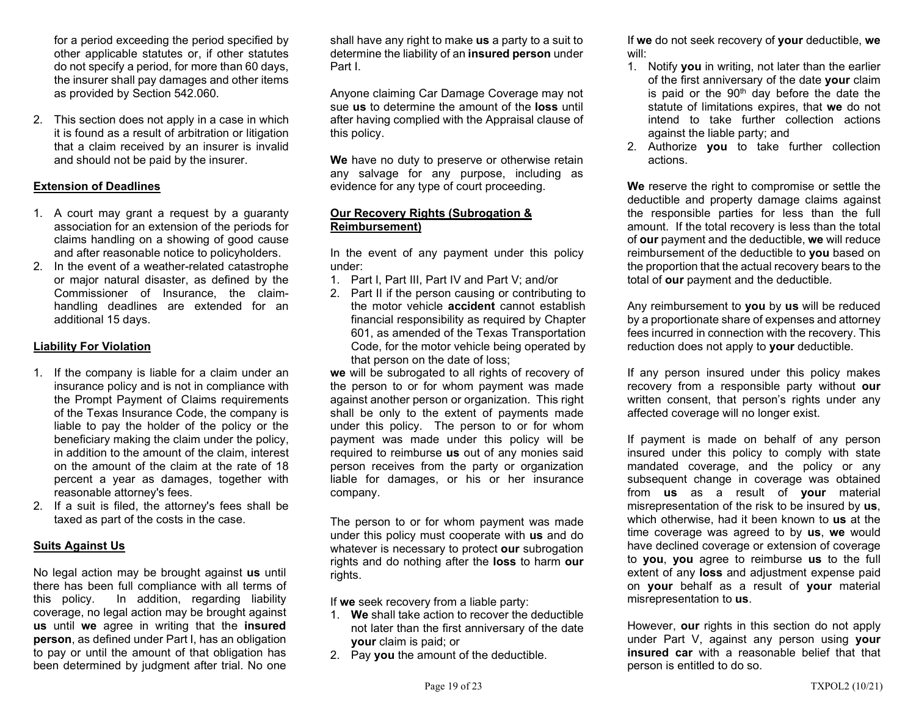for a period exceeding the period specified by other applicable statutes or, if other statutes do not specify a period, for more than 60 days, the insurer shall pay damages and other items as provided by Section 542.060.

2. This section does not apply in a case in which it is found as a result of arbitration or litigation that a claim received by an insurer is invalid and should not be paid by the insurer.

## Extension of Deadlines

1. A court may grant a request by a guaranty association for an extension of the periods for claims handling on a showing of good cause and after reasonable notice to policyholders.
2. In the event of a weather-related catastrophe or major natural disaster, as defined by the Commissioner of Insurance, the claim-handling deadlines are extended for an additional 15 days.

## Liability For Violation

1. If the company is liable for a claim under an insurance policy and is not in compliance with the Prompt Payment of Claims requirements of the Texas Insurance Code, the company is liable to pay the holder of the policy or the beneficiary making the claim under the policy, in addition to the amount of the claim, interest on the amount of the claim at the rate of 18 percent a year as damages, together with reasonable attorney's fees.
2. If a suit is filed, the attorney's fees shall be taxed as part of the costs in the case.

## Suits Against Us

No legal action may be brought against **us** until there has been full compliance with all terms of this policy. In addition, regarding liability coverage, no legal action may be brought against **us** until **we** agree in writing that the **insured person**, as defined under Part I, has an obligation to pay or until the amount of that obligation has been determined by judgment after trial. No one shall have any right to make **us** a party to a suit to determine the liability of an **insured person** under Part I.

Anyone claiming Car Damage Coverage may not sue **us** to determine the amount of the **loss** until after having complied with the Appraisal clause of this policy.

**We** have no duty to preserve or otherwise retain any salvage for any purpose, including as evidence for any type of court proceeding.

## Our Recovery Rights (Subrogation & Reimbursement)

In the event of any payment under this policy under:

1. Part I, Part III, Part IV and Part V; and/or
2. Part II if the person causing or contributing to the motor vehicle **accident** cannot establish financial responsibility as required by Chapter 601, as amended of the Texas Transportation Code, for the motor vehicle being operated by that person on the date of loss;

**we** will be subrogated to all rights of recovery of the person to or for whom payment was made against another person or organization. This right shall be only to the extent of payments made under this policy. The person to or for whom payment was made under this policy will be required to reimburse **us** out of any monies said person receives from the party or organization liable for damages, or his or her insurance company.

The person to or for whom payment was made under this policy must cooperate with **us** and do whatever is necessary to protect **our** subrogation rights and do nothing after the **loss** to harm **our** rights.

If **we** seek recovery from a liable party:

1. **We** shall take action to recover the deductible not later than the first anniversary of the date **your** claim is paid; or
2. Pay **you** the amount of the deductible.

If **we** do not seek recovery of **your** deductible, **we** will:

1. Notify **you** in writing, not later than the earlier of the first anniversary of the date **your** claim is paid or the 90th day before the date the statute of limitations expires, that **we** do not intend to take further collection actions against the liable party; and
2. Authorize **you** to take further collection actions.

**We** reserve the right to compromise or settle the deductible and property damage claims against the responsible parties for less than the full amount. If the total recovery is less than the total of **our** payment and the deductible, **we** will reduce reimbursement of the deductible to **you** based on the proportion that the actual recovery bears to the total of **our** payment and the deductible.

Any reimbursement to **you** by **us** will be reduced by a proportionate share of expenses and attorney fees incurred in connection with the recovery. This reduction does not apply to **your** deductible.

If any person insured under this policy makes recovery from a responsible party without **our** written consent, that person's rights under any affected coverage will no longer exist.

If payment is made on behalf of any person insured under this policy to comply with state mandated coverage, and the policy or any subsequent change in coverage was obtained from **us** as a result of **your** material misrepresentation of the risk to be insured by **us**, which otherwise, had it been known to **us** at the time coverage was agreed to by **us**, **we** would have declined coverage or extension of coverage to **you**, **you** agree to reimburse **us** to the full extent of any **loss** and adjustment expense paid on **your** behalf as a result of **your** material misrepresentation to **us**.

However, **our** rights in this section do not apply under Part V, against any person using **your insured car** with a reasonable belief that that person is entitled to do so.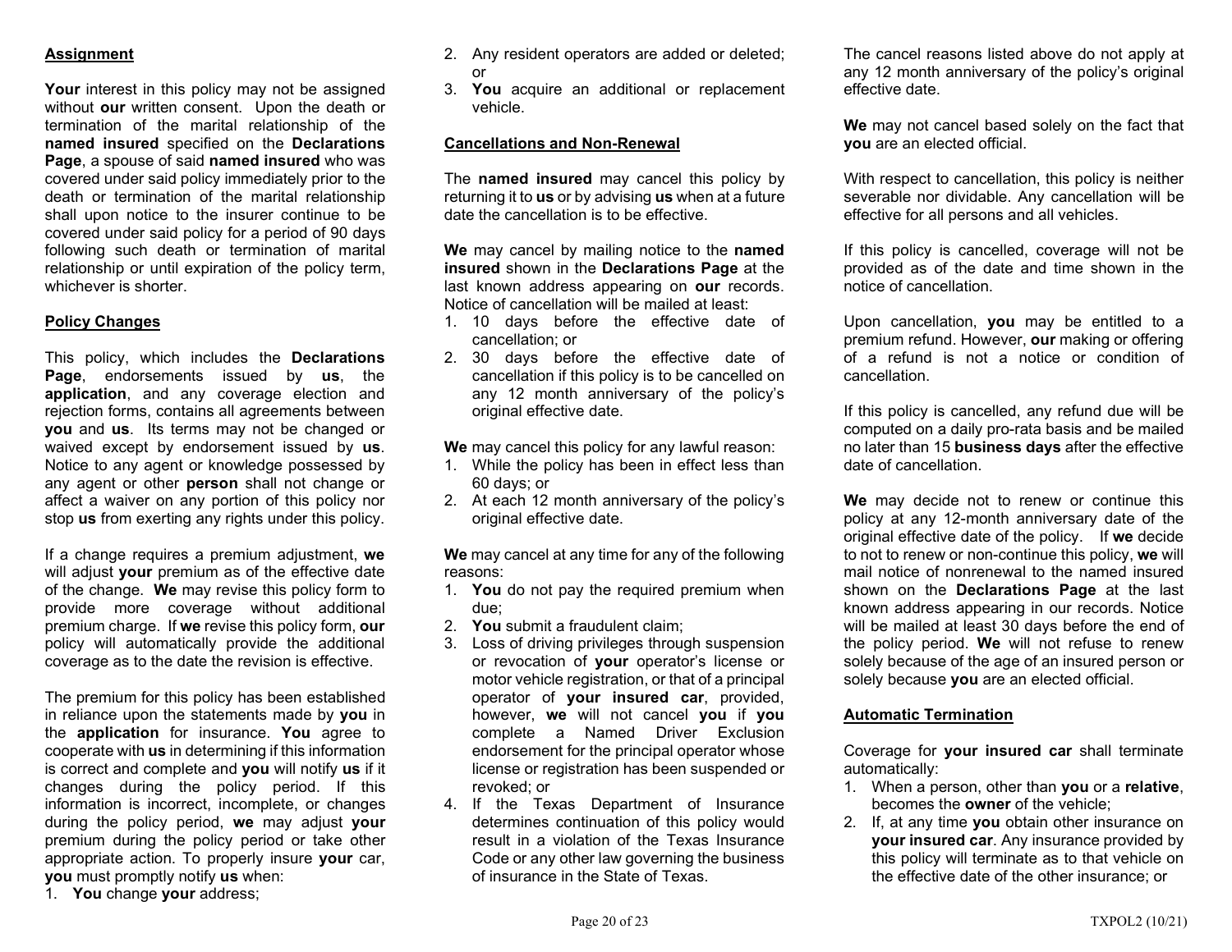## Assignment

**Your** interest in this policy may not be assigned without **our** written consent. Upon the death or termination of the marital relationship of the **named insured** specified on the **Declarations Page**, a spouse of said **named insured** who was covered under said policy immediately prior to the death or termination of the marital relationship shall upon notice to the insurer continue to be covered under said policy for a period of 90 days following such death or termination of marital relationship or until expiration of the policy term, whichever is shorter.

## Policy Changes

This policy, which includes the **Declarations Page**, endorsements issued by **us**, the **application**, and any coverage election and rejection forms, contains all agreements between **you** and **us**. Its terms may not be changed or waived except by endorsement issued by **us**. Notice to any agent or knowledge possessed by any agent or other **person** shall not change or affect a waiver on any portion of this policy nor stop **us** from exerting any rights under this policy.

If a change requires a premium adjustment, **we** will adjust **your** premium as of the effective date of the change. **We** may revise this policy form to provide more coverage without additional premium charge. If **we** revise this policy form, **our** policy will automatically provide the additional coverage as to the date the revision is effective.

The premium for this policy has been established in reliance upon the statements made by **you** in the **application** for insurance. **You** agree to cooperate with **us** in determining if this information is correct and complete and **you** will notify **us** if it changes during the policy period. If this information is incorrect, incomplete, or changes during the policy period, **we** may adjust **your** premium during the policy period or take other appropriate action. To properly insure **your** car, **you** must promptly notify **us** when:

1. **You** change **your** address;
2. Any resident operators are added or deleted; or
3. **You** acquire an additional or replacement vehicle.

## Cancellations and Non-Renewal

The **named insured** may cancel this policy by returning it to **us** or by advising **us** when at a future date the cancellation is to be effective.

**We** may cancel by mailing notice to the **named insured** shown in the **Declarations Page** at the last known address appearing on **our** records. Notice of cancellation will be mailed at least:

1. 10 days before the effective date of cancellation; or
2. 30 days before the effective date of cancellation if this policy is to be cancelled on any 12 month anniversary of the policy's original effective date.

**We** may cancel this policy for any lawful reason:

1. While the policy has been in effect less than 60 days; or
2. At each 12 month anniversary of the policy's original effective date.

**We** may cancel at any time for any of the following reasons:

1. **You** do not pay the required premium when due;
2. **You** submit a fraudulent claim;
3. Loss of driving privileges through suspension or revocation of **your** operator's license or motor vehicle registration, or that of a principal operator of **your insured car**, provided, however, **we** will not cancel **you** if **you** complete a Named Driver Exclusion endorsement for the principal operator whose license or registration has been suspended or revoked; or
4. If the Texas Department of Insurance determines continuation of this policy would result in a violation of the Texas Insurance Code or any other law governing the business of insurance in the State of Texas.

The cancel reasons listed above do not apply at any 12 month anniversary of the policy's original effective date.

**We** may not cancel based solely on the fact that **you** are an elected official.

With respect to cancellation, this policy is neither severable nor dividable. Any cancellation will be effective for all persons and all vehicles.

If this policy is cancelled, coverage will not be provided as of the date and time shown in the notice of cancellation.

Upon cancellation, **you** may be entitled to a premium refund. However, **our** making or offering of a refund is not a notice or condition of cancellation.

If this policy is cancelled, any refund due will be computed on a daily pro-rata basis and be mailed no later than 15 **business days** after the effective date of cancellation.

**We** may decide not to renew or continue this policy at any 12-month anniversary date of the original effective date of the policy. If **we** decide to not to renew or non-continue this policy, **we** will mail notice of nonrenewal to the named insured shown on the **Declarations Page** at the last known address appearing in our records. Notice will be mailed at least 30 days before the end of the policy period. **We** will not refuse to renew solely because of the age of an insured person or solely because **you** are an elected official.

## Automatic Termination

Coverage for **your insured car** shall terminate automatically:

1. When a person, other than **you** or a **relative**, becomes the **owner** of the vehicle;
2. If, at any time **you** obtain other insurance on **your insured car**. Any insurance provided by this policy will terminate as to that vehicle on the effective date of the other insurance; or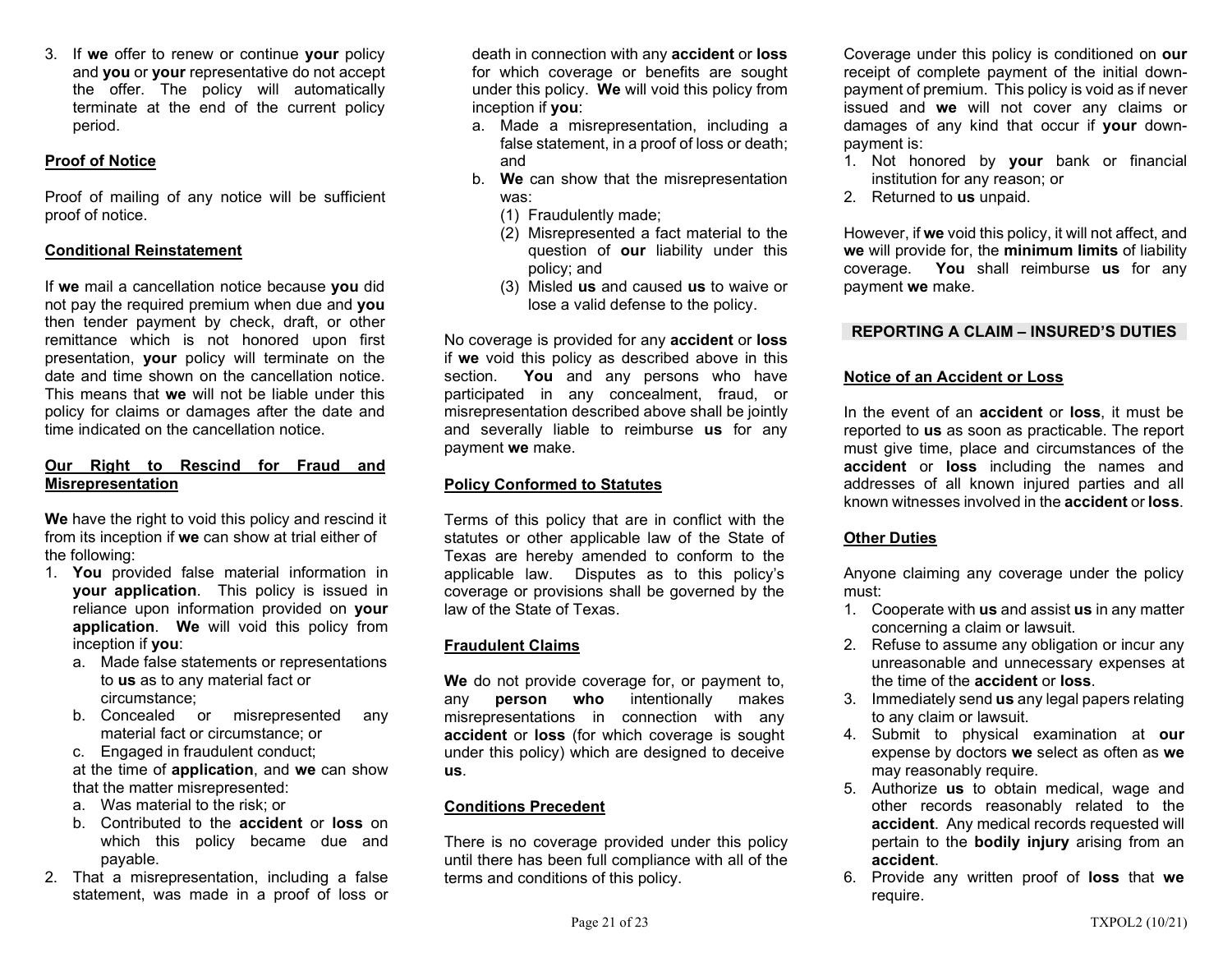3. If **we** offer to renew or continue **your** policy and **you** or **your** representative do not accept the offer. The policy will automatically terminate at the end of the current policy period.

**Proof of Notice**

Proof of mailing of any notice will be sufficient proof of notice.

**Conditional Reinstatement**

If **we** mail a cancellation notice because **you** did not pay the required premium when due and **you** then tender payment by check, draft, or other remittance which is not honored upon first presentation, **your** policy will terminate on the date and time shown on the cancellation notice. This means that **we** will not be liable under this policy for claims or damages after the date and time indicated on the cancellation notice.

**Our Right to Rescind for Fraud and Misrepresentation**

**We** have the right to void this policy and rescind it from its inception if **we** can show at trial either of the following:

1. **You** provided false material information in **your application**. This policy is issued in reliance upon information provided on **your application**. **We** will void this policy from inception if **you**:
   a. Made false statements or representations to **us** as to any material fact or circumstance;
   b. Concealed or misrepresented any material fact or circumstance; or
   c. Engaged in fraudulent conduct;

   at the time of **application**, and **we** can show that the matter misrepresented:
   a. Was material to the risk; or
   b. Contributed to the **accident** or **loss** on which this policy became due and payable.
2. That a misrepresentation, including a false statement, was made in a proof of loss or death in connection with any **accident** or **loss** for which coverage or benefits are sought under this policy. **We** will void this policy from inception if **you**:
   a. Made a misrepresentation, including a false statement, in a proof of loss or death; and
   b. **We** can show that the misrepresentation was:
      (1) Fraudulently made;
      (2) Misrepresented a fact material to the question of **our** liability under this policy; and
      (3) Misled **us** and caused **us** to waive or lose a valid defense to the policy.

No coverage is provided for any **accident** or **loss** if **we** void this policy as described above in this section. **You** and any persons who have participated in any concealment, fraud, or misrepresentation described above shall be jointly and severally liable to reimburse **us** for any payment **we** make.

**Policy Conformed to Statutes**

Terms of this policy that are in conflict with the statutes or other applicable law of the State of Texas are hereby amended to conform to the applicable law. Disputes as to this policy's coverage or provisions shall be governed by the law of the State of Texas.

**Fraudulent Claims**

**We** do not provide coverage for, or payment to, any **person who** intentionally makes misrepresentations in connection with any **accident** or **loss** (for which coverage is sought under this policy) which are designed to deceive **us**.

**Conditions Precedent**

There is no coverage provided under this policy until there has been full compliance with all of the terms and conditions of this policy.

Coverage under this policy is conditioned on **our** receipt of complete payment of the initial down-payment of premium. This policy is void as if never issued and **we** will not cover any claims or damages of any kind that occur if **your** down-payment is:

1. Not honored by **your** bank or financial institution for any reason; or
2. Returned to **us** unpaid.

However, if **we** void this policy, it will not affect, and **we** will provide for, the **minimum limits** of liability coverage. **You** shall reimburse **us** for any payment **we** make.

## REPORTING A CLAIM – INSURED'S DUTIES

**Notice of an Accident or Loss**

In the event of an **accident** or **loss**, it must be reported to **us** as soon as practicable. The report must give time, place and circumstances of the **accident** or **loss** including the names and addresses of all known injured parties and all known witnesses involved in the **accident** or **loss**.

**Other Duties**

Anyone claiming any coverage under the policy must:

1. Cooperate with **us** and assist **us** in any matter concerning a claim or lawsuit.
2. Refuse to assume any obligation or incur any unreasonable and unnecessary expenses at the time of the **accident** or **loss**.
3. Immediately send **us** any legal papers relating to any claim or lawsuit.
4. Submit to physical examination at **our** expense by doctors **we** select as often as **we** may reasonably require.
5. Authorize **us** to obtain medical, wage and other records reasonably related to the **accident**. Any medical records requested will pertain to the **bodily injury** arising from an **accident**.
6. Provide any written proof of **loss** that **we** require.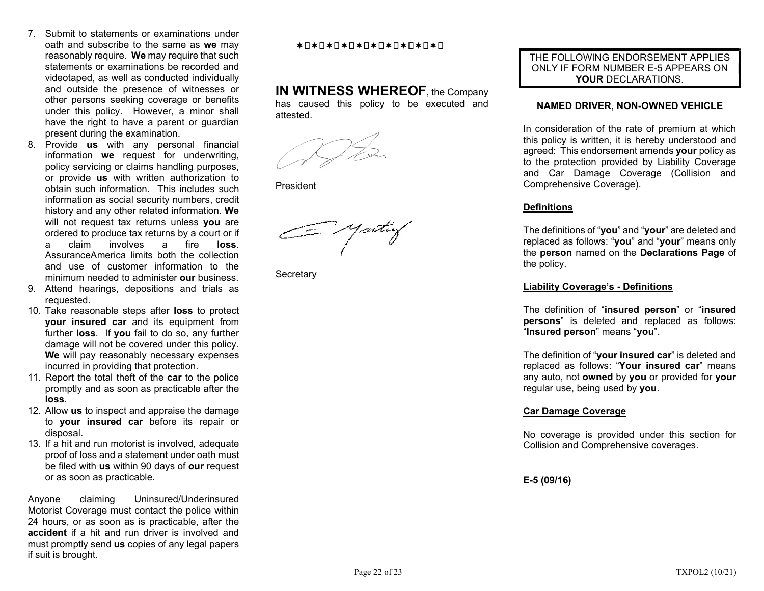7. Submit to statements or examinations under oath and subscribe to the same as **we** may reasonably require. **We** may require that such statements or examinations be recorded and videotaped, as well as conducted individually and outside the presence of witnesses or other persons seeking coverage or benefits under this policy. However, a minor shall have the right to have a parent or guardian present during the examination.
8. Provide **us** with any personal financial information **we** request for underwriting, policy servicing or claims handling purposes, or provide **us** with written authorization to obtain such information. This includes such information as social security numbers, credit history and any other related information. **We** will not request tax returns unless **you** are ordered to produce tax returns by a court or if a claim involves a fire **loss**. AssuranceAmerica limits both the collection and use of customer information to the minimum needed to administer **our** business.
9. Attend hearings, depositions and trials as requested.
10. Take reasonable steps after **loss** to protect **your insured car** and its equipment from further **loss**. If **you** fail to do so, any further damage will not be covered under this policy. **We** will pay reasonably necessary expenses incurred in providing that protection.
11. Report the total theft of the **car** to the police promptly and as soon as practicable after the **loss**.
12. Allow **us** to inspect and appraise the damage to **your insured car** before its repair or disposal.
13. If a hit and run motorist is involved, adequate proof of loss and a statement under oath must be filed with **us** within 90 days of **our** request or as soon as practicable.

Anyone claiming Uninsured/Underinsured Motorist Coverage must contact the police within 24 hours, or as soon as is practicable, after the **accident** if a hit and run driver is involved and must promptly send **us** copies of any legal papers if suit is brought.

**IN WITNESS WHEREOF**, the Company has caused this policy to be executed and attested.

President

Secretary

THE FOLLOWING ENDORSEMENT APPLIES ONLY IF FORM NUMBER E-5 APPEARS ON **YOUR** DECLARATIONS.

**NAMED DRIVER, NON-OWNED VEHICLE**

In consideration of the rate of premium at which this policy is written, it is hereby understood and agreed: This endorsement amends **your** policy as to the protection provided by Liability Coverage and Car Damage Coverage (Collision and Comprehensive Coverage).

**Definitions**

The definitions of "**you**" and "**your**" are deleted and replaced as follows: "**you**" and "**your**" means only the **person** named on the **Declarations Page** of the policy.

**Liability Coverage's - Definitions**

The definition of "**insured person**" or "**insured persons**" is deleted and replaced as follows: "**Insured person**" means "**you**".

The definition of "**your insured car**" is deleted and replaced as follows: "**Your insured car**" means any auto, not **owned** by **you** or provided for **your** regular use, being used by **you**.

**Car Damage Coverage**

No coverage is provided under this section for Collision and Comprehensive coverages.

**E-5 (09/16)**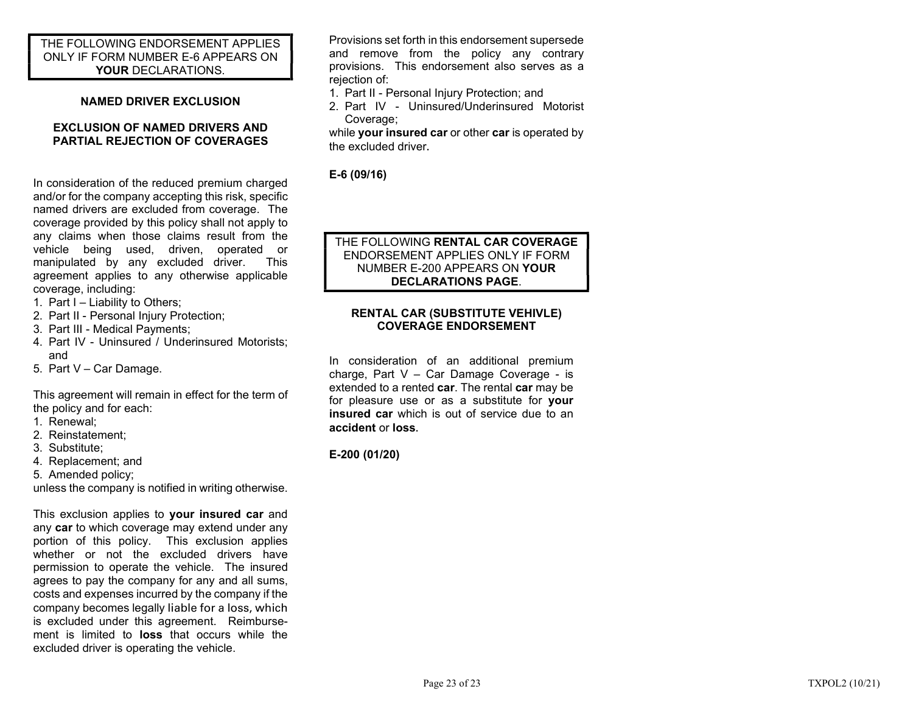THE FOLLOWING ENDORSEMENT APPLIES ONLY IF FORM NUMBER E-6 APPEARS ON **YOUR** DECLARATIONS.

**NAMED DRIVER EXCLUSION**

**EXCLUSION OF NAMED DRIVERS AND PARTIAL REJECTION OF COVERAGES**

In consideration of the reduced premium charged and/or for the company accepting this risk, specific named drivers are excluded from coverage. The coverage provided by this policy shall not apply to any claims when those claims result from the vehicle being used, driven, operated or manipulated by any excluded driver. This agreement applies to any otherwise applicable coverage, including:

1. Part I – Liability to Others;
2. Part II - Personal Injury Protection;
3. Part III - Medical Payments;
4. Part IV - Uninsured / Underinsured Motorists; and
5. Part V – Car Damage.

This agreement will remain in effect for the term of the policy and for each:

1. Renewal;
2. Reinstatement;
3. Substitute;
4. Replacement; and
5. Amended policy;

unless the company is notified in writing otherwise.

This exclusion applies to **your insured car** and any **car** to which coverage may extend under any portion of this policy. This exclusion applies whether or not the excluded drivers have permission to operate the vehicle. The insured agrees to pay the company for any and all sums, costs and expenses incurred by the company if the company becomes legally liable for a loss, which is excluded under this agreement. Reimbursement is limited to **loss** that occurs while the excluded driver is operating the vehicle.

Provisions set forth in this endorsement supersede and remove from the policy any contrary provisions. This endorsement also serves as a rejection of:

1. Part II - Personal Injury Protection; and
2. Part IV - Uninsured/Underinsured Motorist Coverage;

while **your insured car** or other **car** is operated by the excluded driver.

**E-6 (09/16)**

THE FOLLOWING **RENTAL CAR COVERAGE** ENDORSEMENT APPLIES ONLY IF FORM NUMBER E-200 APPEARS ON **YOUR DECLARATIONS PAGE**.

**RENTAL CAR (SUBSTITUTE VEHIVLE) COVERAGE ENDORSEMENT**

In consideration of an additional premium charge, Part V – Car Damage Coverage - is extended to a rented **car**. The rental **car** may be for pleasure use or as a substitute for **your insured car** which is out of service due to an **accident** or **loss**.

**E-200 (01/20)**